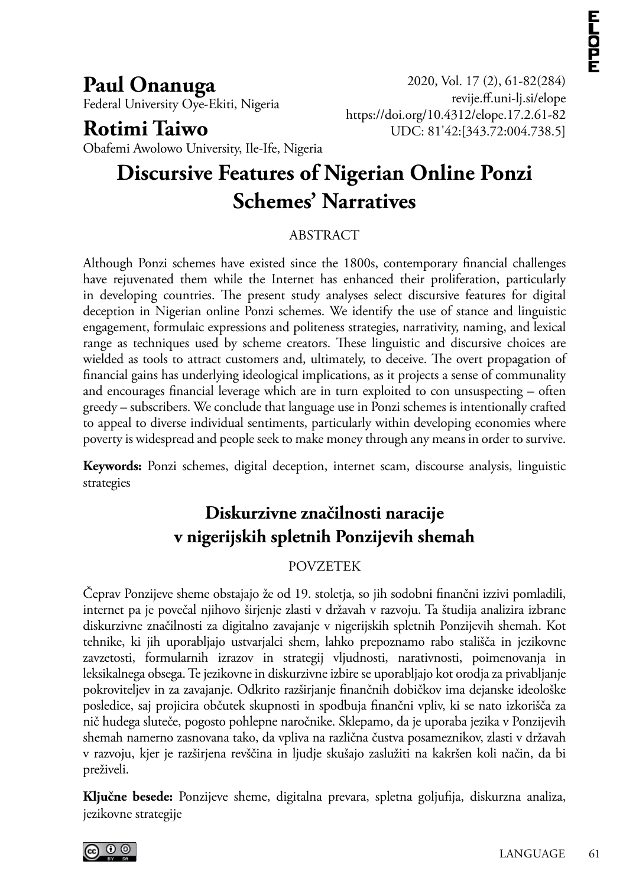**Paul Onanuga**
Federal University Oye-Ekiti, Nigeria

**Rotimi Taiwo**
Obafemi Awolowo University, Ile-Ife, Nigeria

2020, Vol. 17 (2), 61-82(284)
revije.ff.uni-lj.si/elope
https://doi.org/10.4312/elope.17.2.61-82
UDC: 81'42:[343.72:004.738.5]

# Discursive Features of Nigerian Online Ponzi Schemes' Narratives

## ABSTRACT

Although Ponzi schemes have existed since the 1800s, contemporary financial challenges have rejuvenated them while the Internet has enhanced their proliferation, particularly in developing countries. The present study analyses select discursive features for digital deception in Nigerian online Ponzi schemes. We identify the use of stance and linguistic engagement, formulaic expressions and politeness strategies, narrativity, naming, and lexical range as techniques used by scheme creators. These linguistic and discursive choices are wielded as tools to attract customers and, ultimately, to deceive. The overt propagation of financial gains has underlying ideological implications, as it projects a sense of communality and encourages financial leverage which are in turn exploited to con unsuspecting – often greedy – subscribers. We conclude that language use in Ponzi schemes is intentionally crafted to appeal to diverse individual sentiments, particularly within developing economies where poverty is widespread and people seek to make money through any means in order to survive.

**Keywords:** Ponzi schemes, digital deception, internet scam, discourse analysis, linguistic strategies

# Diskurzivne značilnosti naracije v nigerijskih spletnih Ponzijevih shemah

## POVZETEK

Čeprav Ponzijeve sheme obstajajo že od 19. stoletja, so jih sodobni finančni izzivi pomladili, internet pa je povečal njihovo širjenje zlasti v državah v razvoju. Ta študija analizira izbrane diskurzivne značilnosti za digitalno zavajanje v nigerijskih spletnih Ponzijevih shemah. Kot tehnike, ki jih uporabljajo ustvarjalci shem, lahko prepoznamo rabo stališča in jezikovne zavzetosti, formularnih izrazov in strategij vljudnosti, narativnosti, poimenovanja in leksikalnega obsega. Te jezikovne in diskurzivne izbire se uporabljajo kot orodja za privabljanje pokroviteljev in za zavajanje. Odkrito razširjanje finančnih dobičkov ima dejanske ideološke posledice, saj projicira občutek skupnosti in spodbuja finančni vpliv, ki se nato izkorišča za nič hudega sluteče, pogosto pohlepne naročnike. Sklepamo, da je uporaba jezika v Ponzijevih shemah namerno zasnovana tako, da vpliva na različna čustva posameznikov, zlasti v državah v razvoju, kjer je razširjena revščina in ljudje skušajo zaslužiti na kakršen koli način, da bi preživeli.

**Ključne besede:** Ponzijeve sheme, digitalna prevara, spletna goljufija, diskurzna analiza, jezikovne strategije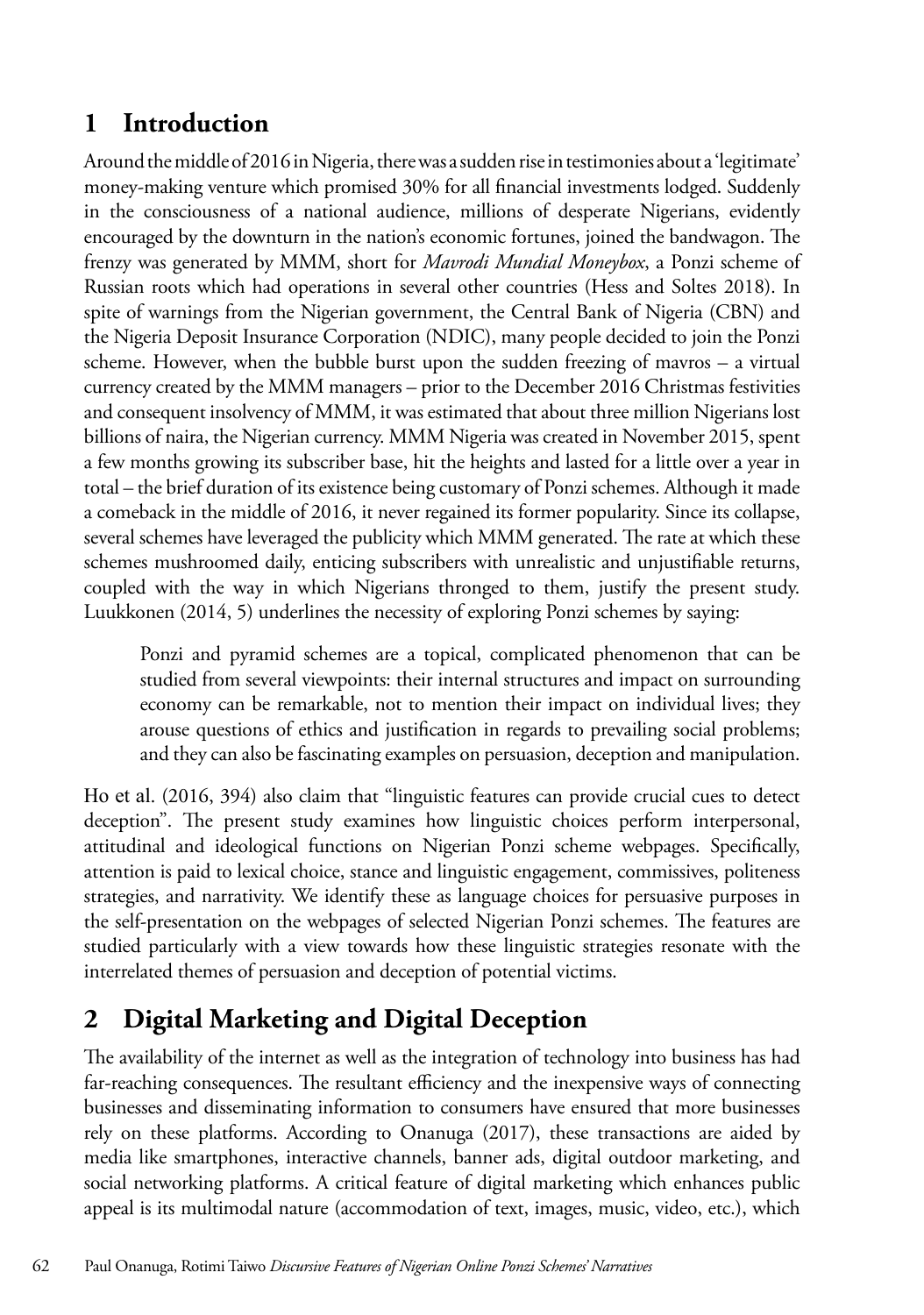## 1 Introduction

Around the middle of 2016 in Nigeria, there was a sudden rise in testimonies about a 'legitimate' money-making venture which promised 30% for all financial investments lodged. Suddenly in the consciousness of a national audience, millions of desperate Nigerians, evidently encouraged by the downturn in the nation's economic fortunes, joined the bandwagon. The frenzy was generated by MMM, short for *Mavrodi Mundial Moneybox*, a Ponzi scheme of Russian roots which had operations in several other countries (Hess and Soltes 2018). In spite of warnings from the Nigerian government, the Central Bank of Nigeria (CBN) and the Nigeria Deposit Insurance Corporation (NDIC), many people decided to join the Ponzi scheme. However, when the bubble burst upon the sudden freezing of mavros – a virtual currency created by the MMM managers – prior to the December 2016 Christmas festivities and consequent insolvency of MMM, it was estimated that about three million Nigerians lost billions of naira, the Nigerian currency. MMM Nigeria was created in November 2015, spent a few months growing its subscriber base, hit the heights and lasted for a little over a year in total – the brief duration of its existence being customary of Ponzi schemes. Although it made a comeback in the middle of 2016, it never regained its former popularity. Since its collapse, several schemes have leveraged the publicity which MMM generated. The rate at which these schemes mushroomed daily, enticing subscribers with unrealistic and unjustifiable returns, coupled with the way in which Nigerians thronged to them, justify the present study. Luukkonen (2014, 5) underlines the necessity of exploring Ponzi schemes by saying:

> Ponzi and pyramid schemes are a topical, complicated phenomenon that can be studied from several viewpoints: their internal structures and impact on surrounding economy can be remarkable, not to mention their impact on individual lives; they arouse questions of ethics and justification in regards to prevailing social problems; and they can also be fascinating examples on persuasion, deception and manipulation.

Ho et al. (2016, 394) also claim that "linguistic features can provide crucial cues to detect deception". The present study examines how linguistic choices perform interpersonal, attitudinal and ideological functions on Nigerian Ponzi scheme webpages. Specifically, attention is paid to lexical choice, stance and linguistic engagement, commissives, politeness strategies, and narrativity. We identify these as language choices for persuasive purposes in the self-presentation on the webpages of selected Nigerian Ponzi schemes. The features are studied particularly with a view towards how these linguistic strategies resonate with the interrelated themes of persuasion and deception of potential victims.

## 2 Digital Marketing and Digital Deception

The availability of the internet as well as the integration of technology into business has had far-reaching consequences. The resultant efficiency and the inexpensive ways of connecting businesses and disseminating information to consumers have ensured that more businesses rely on these platforms. According to Onanuga (2017), these transactions are aided by media like smartphones, interactive channels, banner ads, digital outdoor marketing, and social networking platforms. A critical feature of digital marketing which enhances public appeal is its multimodal nature (accommodation of text, images, music, video, etc.), which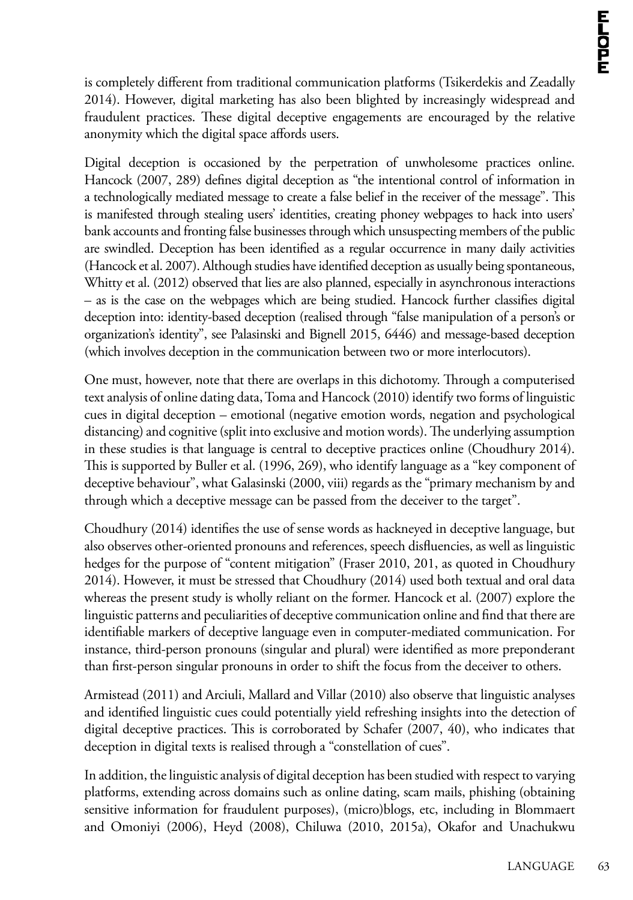is completely different from traditional communication platforms (Tsikerdekis and Zeadally 2014). However, digital marketing has also been blighted by increasingly widespread and fraudulent practices. These digital deceptive engagements are encouraged by the relative anonymity which the digital space affords users.

Digital deception is occasioned by the perpetration of unwholesome practices online. Hancock (2007, 289) defines digital deception as "the intentional control of information in a technologically mediated message to create a false belief in the receiver of the message". This is manifested through stealing users' identities, creating phoney webpages to hack into users' bank accounts and fronting false businesses through which unsuspecting members of the public are swindled. Deception has been identified as a regular occurrence in many daily activities (Hancock et al. 2007). Although studies have identified deception as usually being spontaneous, Whitty et al. (2012) observed that lies are also planned, especially in asynchronous interactions – as is the case on the webpages which are being studied. Hancock further classifies digital deception into: identity-based deception (realised through "false manipulation of a person's or organization's identity", see Palasinski and Bignell 2015, 6446) and message-based deception (which involves deception in the communication between two or more interlocutors).

One must, however, note that there are overlaps in this dichotomy. Through a computerised text analysis of online dating data, Toma and Hancock (2010) identify two forms of linguistic cues in digital deception – emotional (negative emotion words, negation and psychological distancing) and cognitive (split into exclusive and motion words). The underlying assumption in these studies is that language is central to deceptive practices online (Choudhury 2014). This is supported by Buller et al. (1996, 269), who identify language as a "key component of deceptive behaviour", what Galasinski (2000, viii) regards as the "primary mechanism by and through which a deceptive message can be passed from the deceiver to the target".

Choudhury (2014) identifies the use of sense words as hackneyed in deceptive language, but also observes other-oriented pronouns and references, speech disfluencies, as well as linguistic hedges for the purpose of "content mitigation" (Fraser 2010, 201, as quoted in Choudhury 2014). However, it must be stressed that Choudhury (2014) used both textual and oral data whereas the present study is wholly reliant on the former. Hancock et al. (2007) explore the linguistic patterns and peculiarities of deceptive communication online and find that there are identifiable markers of deceptive language even in computer-mediated communication. For instance, third-person pronouns (singular and plural) were identified as more preponderant than first-person singular pronouns in order to shift the focus from the deceiver to others.

Armistead (2011) and Arciuli, Mallard and Villar (2010) also observe that linguistic analyses and identified linguistic cues could potentially yield refreshing insights into the detection of digital deceptive practices. This is corroborated by Schafer (2007, 40), who indicates that deception in digital texts is realised through a "constellation of cues".

In addition, the linguistic analysis of digital deception has been studied with respect to varying platforms, extending across domains such as online dating, scam mails, phishing (obtaining sensitive information for fraudulent purposes), (micro)blogs, etc, including in Blommaert and Omoniyi (2006), Heyd (2008), Chiluwa (2010, 2015a), Okafor and Unachukwu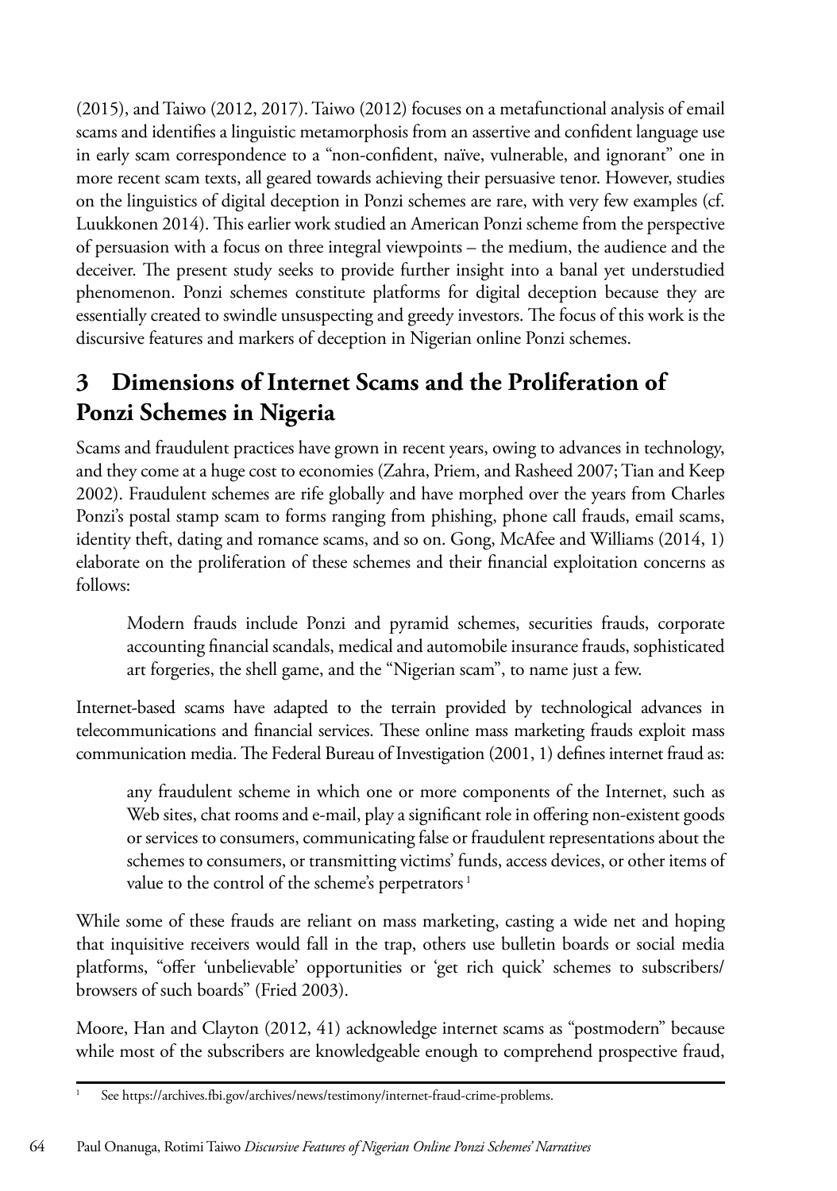(2015), and Taiwo (2012, 2017). Taiwo (2012) focuses on a metafunctional analysis of email scams and identifies a linguistic metamorphosis from an assertive and confident language use in early scam correspondence to a "non-confident, naïve, vulnerable, and ignorant" one in more recent scam texts, all geared towards achieving their persuasive tenor. However, studies on the linguistics of digital deception in Ponzi schemes are rare, with very few examples (cf. Luukkonen 2014). This earlier work studied an American Ponzi scheme from the perspective of persuasion with a focus on three integral viewpoints – the medium, the audience and the deceiver. The present study seeks to provide further insight into a banal yet understudied phenomenon. Ponzi schemes constitute platforms for digital deception because they are essentially created to swindle unsuspecting and greedy investors. The focus of this work is the discursive features and markers of deception in Nigerian online Ponzi schemes.

## 3 Dimensions of Internet Scams and the Proliferation of Ponzi Schemes in Nigeria

Scams and fraudulent practices have grown in recent years, owing to advances in technology, and they come at a huge cost to economies (Zahra, Priem, and Rasheed 2007; Tian and Keep 2002). Fraudulent schemes are rife globally and have morphed over the years from Charles Ponzi's postal stamp scam to forms ranging from phishing, phone call frauds, email scams, identity theft, dating and romance scams, and so on. Gong, McAfee and Williams (2014, 1) elaborate on the proliferation of these schemes and their financial exploitation concerns as follows:

> Modern frauds include Ponzi and pyramid schemes, securities frauds, corporate accounting financial scandals, medical and automobile insurance frauds, sophisticated art forgeries, the shell game, and the "Nigerian scam", to name just a few.

Internet-based scams have adapted to the terrain provided by technological advances in telecommunications and financial services. These online mass marketing frauds exploit mass communication media. The Federal Bureau of Investigation (2001, 1) defines internet fraud as:

> any fraudulent scheme in which one or more components of the Internet, such as Web sites, chat rooms and e-mail, play a significant role in offering non-existent goods or services to consumers, communicating false or fraudulent representations about the schemes to consumers, or transmitting victims' funds, access devices, or other items of value to the control of the scheme's perpetrators [1]

While some of these frauds are reliant on mass marketing, casting a wide net and hoping that inquisitive receivers would fall in the trap, others use bulletin boards or social media platforms, "offer 'unbelievable' opportunities or 'get rich quick' schemes to subscribers/browsers of such boards" (Fried 2003).

Moore, Han and Clayton (2012, 41) acknowledge internet scams as "postmodern" because while most of the subscribers are knowledgeable enough to comprehend prospective fraud,

---

[1] See https://archives.fbi.gov/archives/news/testimony/internet-fraud-crime-problems.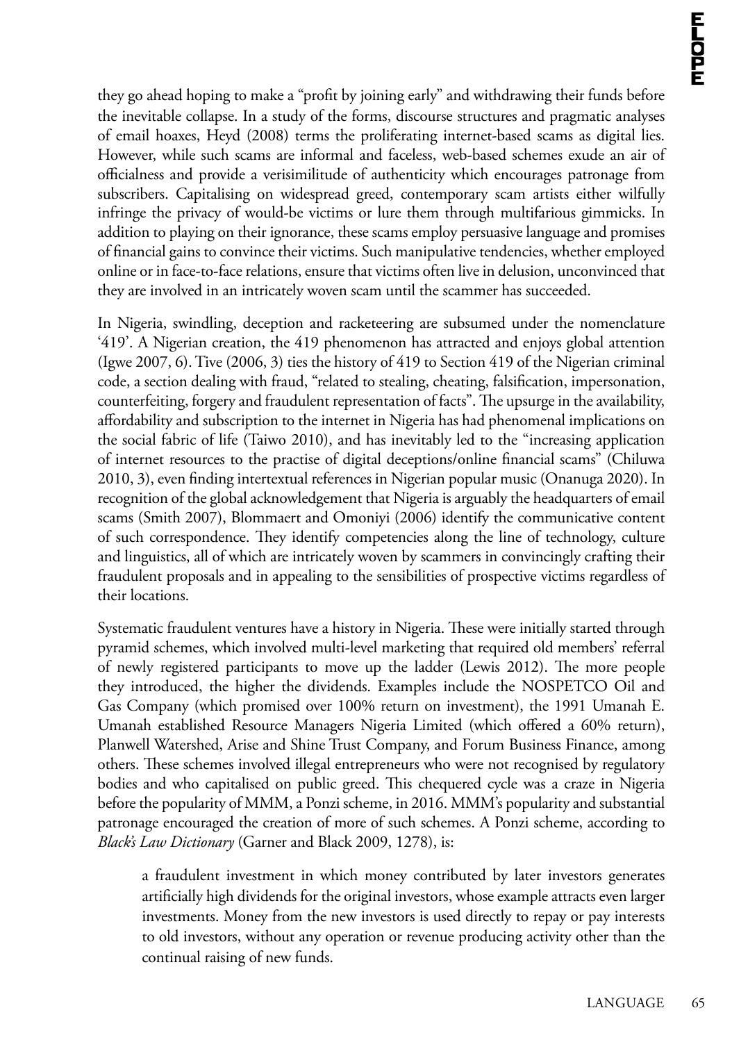they go ahead hoping to make a "profit by joining early" and withdrawing their funds before the inevitable collapse. In a study of the forms, discourse structures and pragmatic analyses of email hoaxes, Heyd (2008) terms the proliferating internet-based scams as digital lies. However, while such scams are informal and faceless, web-based schemes exude an air of officialness and provide a verisimilitude of authenticity which encourages patronage from subscribers. Capitalising on widespread greed, contemporary scam artists either wilfully infringe the privacy of would-be victims or lure them through multifarious gimmicks. In addition to playing on their ignorance, these scams employ persuasive language and promises of financial gains to convince their victims. Such manipulative tendencies, whether employed online or in face-to-face relations, ensure that victims often live in delusion, unconvinced that they are involved in an intricately woven scam until the scammer has succeeded.

In Nigeria, swindling, deception and racketeering are subsumed under the nomenclature '419'. A Nigerian creation, the 419 phenomenon has attracted and enjoys global attention (Igwe 2007, 6). Tive (2006, 3) ties the history of 419 to Section 419 of the Nigerian criminal code, a section dealing with fraud, "related to stealing, cheating, falsification, impersonation, counterfeiting, forgery and fraudulent representation of facts". The upsurge in the availability, affordability and subscription to the internet in Nigeria has had phenomenal implications on the social fabric of life (Taiwo 2010), and has inevitably led to the "increasing application of internet resources to the practise of digital deceptions/online financial scams" (Chiluwa 2010, 3), even finding intertextual references in Nigerian popular music (Onanuga 2020). In recognition of the global acknowledgement that Nigeria is arguably the headquarters of email scams (Smith 2007), Blommaert and Omoniyi (2006) identify the communicative content of such correspondence. They identify competencies along the line of technology, culture and linguistics, all of which are intricately woven by scammers in convincingly crafting their fraudulent proposals and in appealing to the sensibilities of prospective victims regardless of their locations.

Systematic fraudulent ventures have a history in Nigeria. These were initially started through pyramid schemes, which involved multi-level marketing that required old members' referral of newly registered participants to move up the ladder (Lewis 2012). The more people they introduced, the higher the dividends. Examples include the NOSPETCO Oil and Gas Company (which promised over 100% return on investment), the 1991 Umanah E. Umanah established Resource Managers Nigeria Limited (which offered a 60% return), Planwell Watershed, Arise and Shine Trust Company, and Forum Business Finance, among others. These schemes involved illegal entrepreneurs who were not recognised by regulatory bodies and who capitalised on public greed. This chequered cycle was a craze in Nigeria before the popularity of MMM, a Ponzi scheme, in 2016. MMM's popularity and substantial patronage encouraged the creation of more of such schemes. A Ponzi scheme, according to *Black's Law Dictionary* (Garner and Black 2009, 1278), is:

> a fraudulent investment in which money contributed by later investors generates artificially high dividends for the original investors, whose example attracts even larger investments. Money from the new investors is used directly to repay or pay interests to old investors, without any operation or revenue producing activity other than the continual raising of new funds.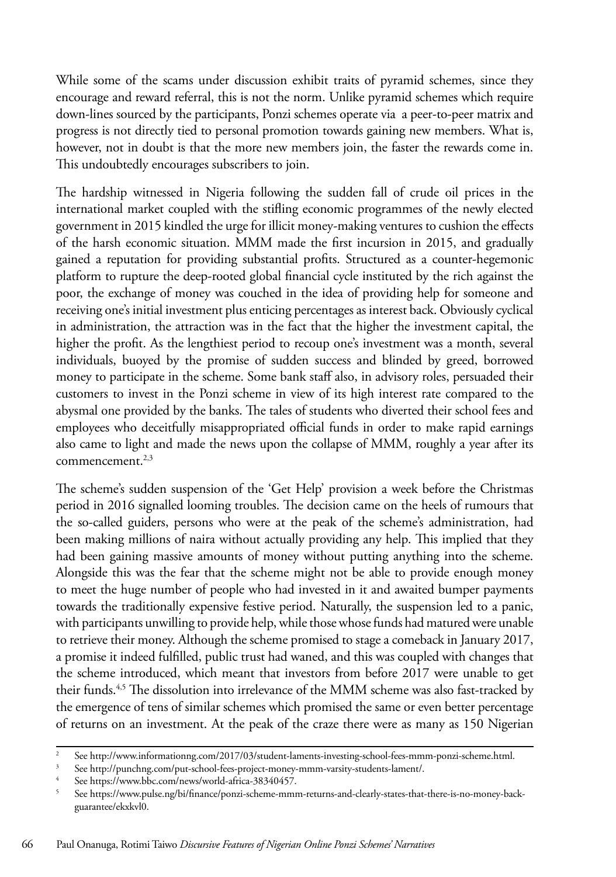While some of the scams under discussion exhibit traits of pyramid schemes, since they encourage and reward referral, this is not the norm. Unlike pyramid schemes which require down-lines sourced by the participants, Ponzi schemes operate via a peer-to-peer matrix and progress is not directly tied to personal promotion towards gaining new members. What is, however, not in doubt is that the more new members join, the faster the rewards come in. This undoubtedly encourages subscribers to join.

The hardship witnessed in Nigeria following the sudden fall of crude oil prices in the international market coupled with the stifling economic programmes of the newly elected government in 2015 kindled the urge for illicit money-making ventures to cushion the effects of the harsh economic situation. MMM made the first incursion in 2015, and gradually gained a reputation for providing substantial profits. Structured as a counter-hegemonic platform to rupture the deep-rooted global financial cycle instituted by the rich against the poor, the exchange of money was couched in the idea of providing help for someone and receiving one's initial investment plus enticing percentages as interest back. Obviously cyclical in administration, the attraction was in the fact that the higher the investment capital, the higher the profit. As the lengthiest period to recoup one's investment was a month, several individuals, buoyed by the promise of sudden success and blinded by greed, borrowed money to participate in the scheme. Some bank staff also, in advisory roles, persuaded their customers to invest in the Ponzi scheme in view of its high interest rate compared to the abysmal one provided by the banks. The tales of students who diverted their school fees and employees who deceitfully misappropriated official funds in order to make rapid earnings also came to light and made the news upon the collapse of MMM, roughly a year after its commencement.[2,3]

The scheme's sudden suspension of the 'Get Help' provision a week before the Christmas period in 2016 signalled looming troubles. The decision came on the heels of rumours that the so-called guiders, persons who were at the peak of the scheme's administration, had been making millions of naira without actually providing any help. This implied that they had been gaining massive amounts of money without putting anything into the scheme. Alongside this was the fear that the scheme might not be able to provide enough money to meet the huge number of people who had invested in it and awaited bumper payments towards the traditionally expensive festive period. Naturally, the suspension led to a panic, with participants unwilling to provide help, while those whose funds had matured were unable to retrieve their money. Although the scheme promised to stage a comeback in January 2017, a promise it indeed fulfilled, public trust had waned, and this was coupled with changes that the scheme introduced, which meant that investors from before 2017 were unable to get their funds.[4,5] The dissolution into irrelevance of the MMM scheme was also fast-tracked by the emergence of tens of similar schemes which promised the same or even better percentage of returns on an investment. At the peak of the craze there were as many as 150 Nigerian

---

[2] See http://www.informationng.com/2017/03/student-laments-investing-school-fees-mmm-ponzi-scheme.html.

[3] See http://punchng.com/put-school-fees-project-money-mmm-varsity-students-lament/.

[4] See https://www.bbc.com/news/world-africa-38340457.

[5] See https://www.pulse.ng/bi/finance/ponzi-scheme-mmm-returns-and-clearly-states-that-there-is-no-money-back-guarantee/ekxkvl0.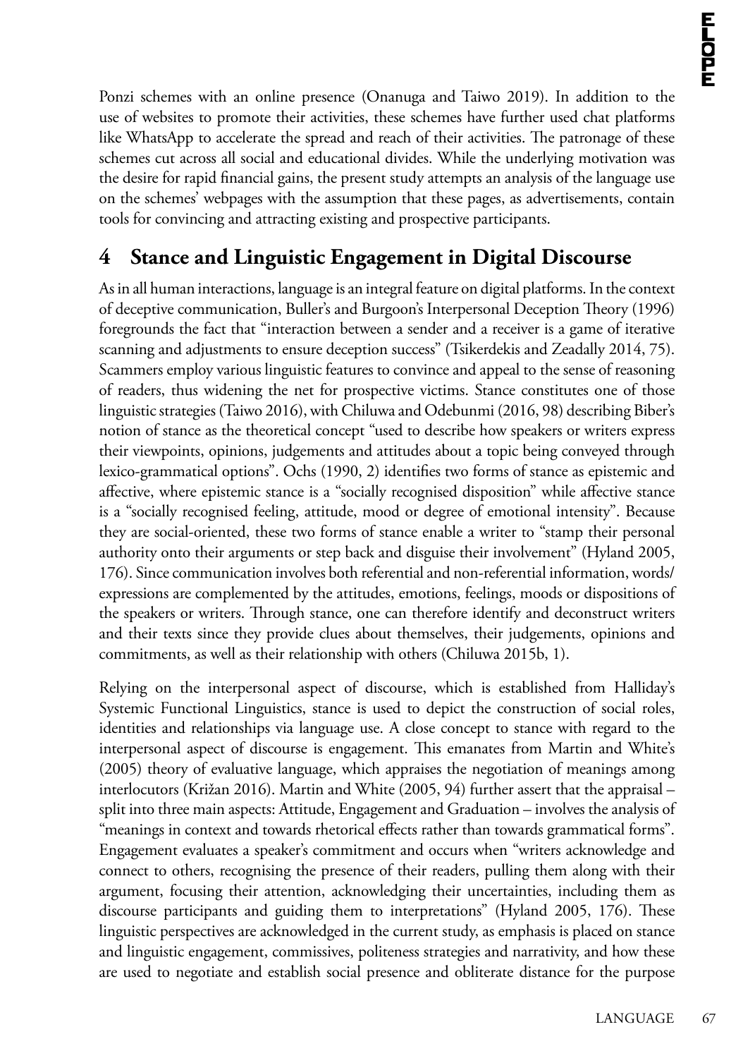Ponzi schemes with an online presence (Onanuga and Taiwo 2019). In addition to the use of websites to promote their activities, these schemes have further used chat platforms like WhatsApp to accelerate the spread and reach of their activities. The patronage of these schemes cut across all social and educational divides. While the underlying motivation was the desire for rapid financial gains, the present study attempts an analysis of the language use on the schemes' webpages with the assumption that these pages, as advertisements, contain tools for convincing and attracting existing and prospective participants.

## 4 Stance and Linguistic Engagement in Digital Discourse

As in all human interactions, language is an integral feature on digital platforms. In the context of deceptive communication, Buller's and Burgoon's Interpersonal Deception Theory (1996) foregrounds the fact that "interaction between a sender and a receiver is a game of iterative scanning and adjustments to ensure deception success" (Tsikerdekis and Zeadally 2014, 75). Scammers employ various linguistic features to convince and appeal to the sense of reasoning of readers, thus widening the net for prospective victims. Stance constitutes one of those linguistic strategies (Taiwo 2016), with Chiluwa and Odebunmi (2016, 98) describing Biber's notion of stance as the theoretical concept "used to describe how speakers or writers express their viewpoints, opinions, judgements and attitudes about a topic being conveyed through lexico-grammatical options". Ochs (1990, 2) identifies two forms of stance as epistemic and affective, where epistemic stance is a "socially recognised disposition" while affective stance is a "socially recognised feeling, attitude, mood or degree of emotional intensity". Because they are social-oriented, these two forms of stance enable a writer to "stamp their personal authority onto their arguments or step back and disguise their involvement" (Hyland 2005, 176). Since communication involves both referential and non-referential information, words/expressions are complemented by the attitudes, emotions, feelings, moods or dispositions of the speakers or writers. Through stance, one can therefore identify and deconstruct writers and their texts since they provide clues about themselves, their judgements, opinions and commitments, as well as their relationship with others (Chiluwa 2015b, 1).

Relying on the interpersonal aspect of discourse, which is established from Halliday's Systemic Functional Linguistics, stance is used to depict the construction of social roles, identities and relationships via language use. A close concept to stance with regard to the interpersonal aspect of discourse is engagement. This emanates from Martin and White's (2005) theory of evaluative language, which appraises the negotiation of meanings among interlocutors (Križan 2016). Martin and White (2005, 94) further assert that the appraisal – split into three main aspects: Attitude, Engagement and Graduation – involves the analysis of "meanings in context and towards rhetorical effects rather than towards grammatical forms". Engagement evaluates a speaker's commitment and occurs when "writers acknowledge and connect to others, recognising the presence of their readers, pulling them along with their argument, focusing their attention, acknowledging their uncertainties, including them as discourse participants and guiding them to interpretations" (Hyland 2005, 176). These linguistic perspectives are acknowledged in the current study, as emphasis is placed on stance and linguistic engagement, commissives, politeness strategies and narrativity, and how these are used to negotiate and establish social presence and obliterate distance for the purpose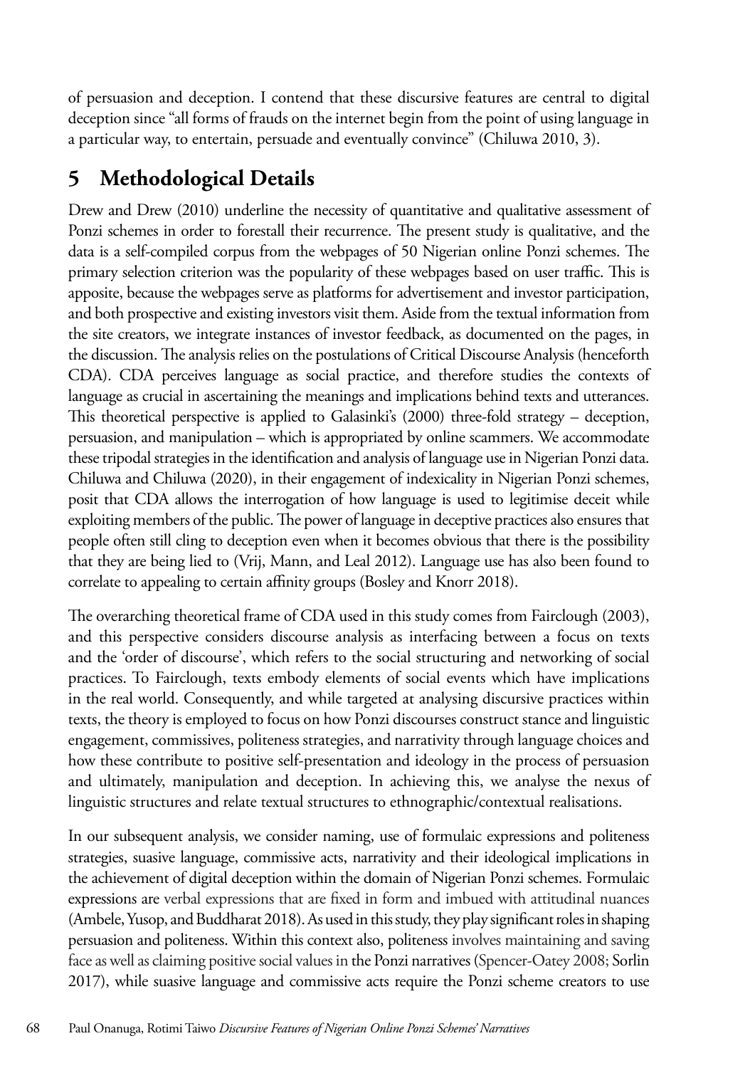of persuasion and deception. I contend that these discursive features are central to digital deception since "all forms of frauds on the internet begin from the point of using language in a particular way, to entertain, persuade and eventually convince" (Chiluwa 2010, 3).

## 5 Methodological Details

Drew and Drew (2010) underline the necessity of quantitative and qualitative assessment of Ponzi schemes in order to forestall their recurrence. The present study is qualitative, and the data is a self-compiled corpus from the webpages of 50 Nigerian online Ponzi schemes. The primary selection criterion was the popularity of these webpages based on user traffic. This is apposite, because the webpages serve as platforms for advertisement and investor participation, and both prospective and existing investors visit them. Aside from the textual information from the site creators, we integrate instances of investor feedback, as documented on the pages, in the discussion. The analysis relies on the postulations of Critical Discourse Analysis (henceforth CDA). CDA perceives language as social practice, and therefore studies the contexts of language as crucial in ascertaining the meanings and implications behind texts and utterances. This theoretical perspective is applied to Galasinki's (2000) three-fold strategy – deception, persuasion, and manipulation – which is appropriated by online scammers. We accommodate these tripodal strategies in the identification and analysis of language use in Nigerian Ponzi data. Chiluwa and Chiluwa (2020), in their engagement of indexicality in Nigerian Ponzi schemes, posit that CDA allows the interrogation of how language is used to legitimise deceit while exploiting members of the public. The power of language in deceptive practices also ensures that people often still cling to deception even when it becomes obvious that there is the possibility that they are being lied to (Vrij, Mann, and Leal 2012). Language use has also been found to correlate to appealing to certain affinity groups (Bosley and Knorr 2018).

The overarching theoretical frame of CDA used in this study comes from Fairclough (2003), and this perspective considers discourse analysis as interfacing between a focus on texts and the 'order of discourse', which refers to the social structuring and networking of social practices. To Fairclough, texts embody elements of social events which have implications in the real world. Consequently, and while targeted at analysing discursive practices within texts, the theory is employed to focus on how Ponzi discourses construct stance and linguistic engagement, commissives, politeness strategies, and narrativity through language choices and how these contribute to positive self-presentation and ideology in the process of persuasion and ultimately, manipulation and deception. In achieving this, we analyse the nexus of linguistic structures and relate textual structures to ethnographic/contextual realisations.

In our subsequent analysis, we consider naming, use of formulaic expressions and politeness strategies, suasive language, commissive acts, narrativity and their ideological implications in the achievement of digital deception within the domain of Nigerian Ponzi schemes. Formulaic expressions are verbal expressions that are fixed in form and imbued with attitudinal nuances (Ambele, Yusop, and Buddharat 2018). As used in this study, they play significant roles in shaping persuasion and politeness. Within this context also, politeness involves maintaining and saving face as well as claiming positive social values in the Ponzi narratives (Spencer-Oatey 2008; Sorlin 2017), while suasive language and commissive acts require the Ponzi scheme creators to use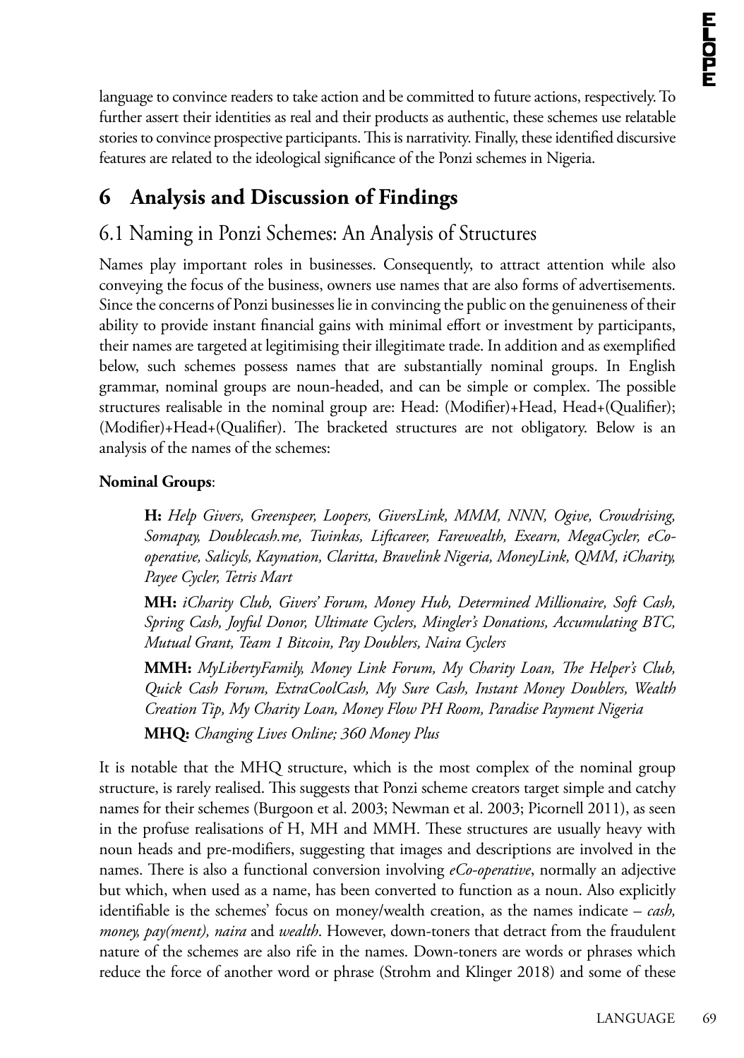language to convince readers to take action and be committed to future actions, respectively. To further assert their identities as real and their products as authentic, these schemes use relatable stories to convince prospective participants. This is narrativity. Finally, these identified discursive features are related to the ideological significance of the Ponzi schemes in Nigeria.

## 6 Analysis and Discussion of Findings

### 6.1 Naming in Ponzi Schemes: An Analysis of Structures

Names play important roles in businesses. Consequently, to attract attention while also conveying the focus of the business, owners use names that are also forms of advertisements. Since the concerns of Ponzi businesses lie in convincing the public on the genuineness of their ability to provide instant financial gains with minimal effort or investment by participants, their names are targeted at legitimising their illegitimate trade. In addition and as exemplified below, such schemes possess names that are substantially nominal groups. In English grammar, nominal groups are noun-headed, and can be simple or complex. The possible structures realisable in the nominal group are: Head: (Modifier)+Head, Head+(Qualifier); (Modifier)+Head+(Qualifier). The bracketed structures are not obligatory. Below is an analysis of the names of the schemes:

**Nominal Groups**:

> **H:** *Help Givers, Greenspeer, Loopers, GiversLink, MMM, NNN, Ogive, Crowdrising, Somapay, Doublecash.me, Twinkas, Liftcareer, Farewealth, Exearn, MegaCycler, eCo-operative, Salicyls, Kaynation, Claritta, Bravelink Nigeria, MoneyLink, QMM, iCharity, Payee Cycler, Tetris Mart*
>
> **MH:** *iCharity Club, Givers' Forum, Money Hub, Determined Millionaire, Soft Cash, Spring Cash, Joyful Donor, Ultimate Cyclers, Mingler's Donations, Accumulating BTC, Mutual Grant, Team 1 Bitcoin, Pay Doublers, Naira Cyclers*
>
> **MMH:** *MyLibertyFamily, Money Link Forum, My Charity Loan, The Helper's Club, Quick Cash Forum, ExtraCoolCash, My Sure Cash, Instant Money Doublers, Wealth Creation Tip, My Charity Loan, Money Flow PH Room, Paradise Payment Nigeria*
>
> **MHQ:** *Changing Lives Online; 360 Money Plus*

It is notable that the MHQ structure, which is the most complex of the nominal group structure, is rarely realised. This suggests that Ponzi scheme creators target simple and catchy names for their schemes (Burgoon et al. 2003; Newman et al. 2003; Picornell 2011), as seen in the profuse realisations of H, MH and MMH. These structures are usually heavy with noun heads and pre-modifiers, suggesting that images and descriptions are involved in the names. There is also a functional conversion involving *eCo-operative*, normally an adjective but which, when used as a name, has been converted to function as a noun. Also explicitly identifiable is the schemes' focus on money/wealth creation, as the names indicate – *cash, money, pay(ment), naira* and *wealth*. However, down-toners that detract from the fraudulent nature of the schemes are also rife in the names. Down-toners are words or phrases which reduce the force of another word or phrase (Strohm and Klinger 2018) and some of these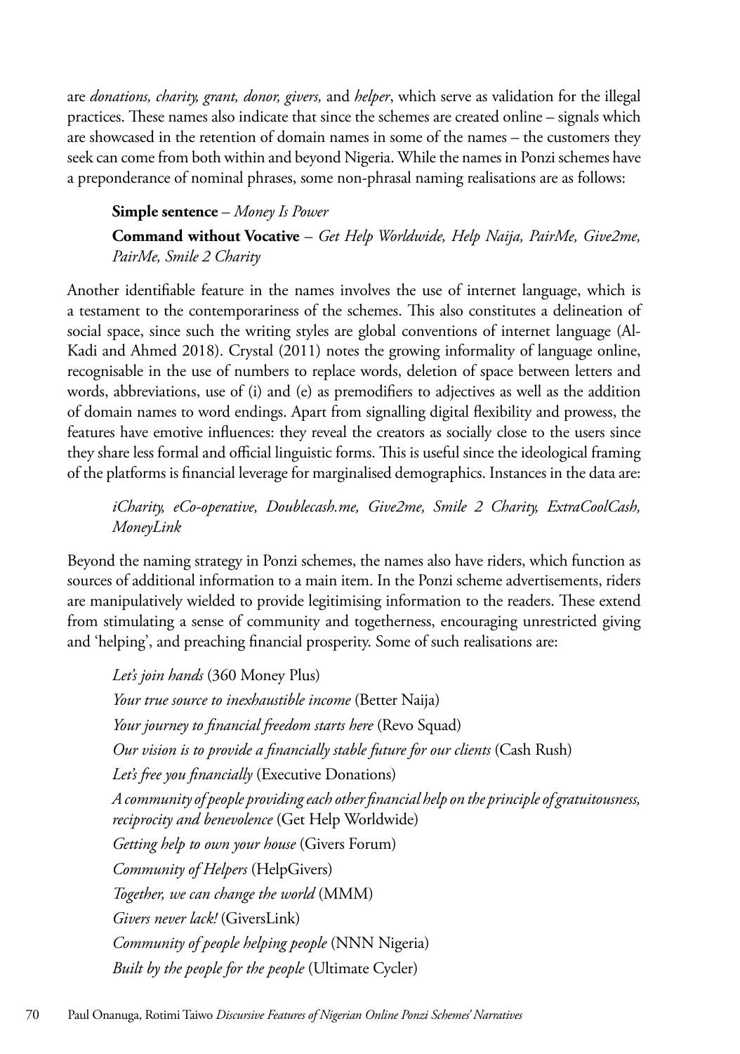are *donations, charity, grant, donor, givers,* and *helper*, which serve as validation for the illegal practices. These names also indicate that since the schemes are created online – signals which are showcased in the retention of domain names in some of the names – the customers they seek can come from both within and beyond Nigeria. While the names in Ponzi schemes have a preponderance of nominal phrases, some non-phrasal naming realisations are as follows:

> **Simple sentence** – *Money Is Power*
>
> **Command without Vocative** – *Get Help Worldwide, Help Naija, PairMe, Give2me, PairMe, Smile 2 Charity*

Another identifiable feature in the names involves the use of internet language, which is a testament to the contemporariness of the schemes. This also constitutes a delineation of social space, since such the writing styles are global conventions of internet language (Al-Kadi and Ahmed 2018). Crystal (2011) notes the growing informality of language online, recognisable in the use of numbers to replace words, deletion of space between letters and words, abbreviations, use of (i) and (e) as premodifiers to adjectives as well as the addition of domain names to word endings. Apart from signalling digital flexibility and prowess, the features have emotive influences: they reveal the creators as socially close to the users since they share less formal and official linguistic forms. This is useful since the ideological framing of the platforms is financial leverage for marginalised demographics. Instances in the data are:

> *iCharity, eCo-operative, Doublecash.me, Give2me, Smile 2 Charity, ExtraCoolCash, MoneyLink*

Beyond the naming strategy in Ponzi schemes, the names also have riders, which function as sources of additional information to a main item. In the Ponzi scheme advertisements, riders are manipulatively wielded to provide legitimising information to the readers. These extend from stimulating a sense of community and togetherness, encouraging unrestricted giving and 'helping', and preaching financial prosperity. Some of such realisations are:

> *Let's join hands* (360 Money Plus)
>
> *Your true source to inexhaustible income* (Better Naija)
>
> *Your journey to financial freedom starts here* (Revo Squad)
>
> *Our vision is to provide a financially stable future for our clients* (Cash Rush)
>
> *Let's free you financially* (Executive Donations)
>
> *A community of people providing each other financial help on the principle of gratuitousness, reciprocity and benevolence* (Get Help Worldwide)
>
> *Getting help to own your house* (Givers Forum)
>
> *Community of Helpers* (HelpGivers)
>
> *Together, we can change the world* (MMM)
>
> *Givers never lack!* (GiversLink)
>
> *Community of people helping people* (NNN Nigeria)
>
> *Built by the people for the people* (Ultimate Cycler)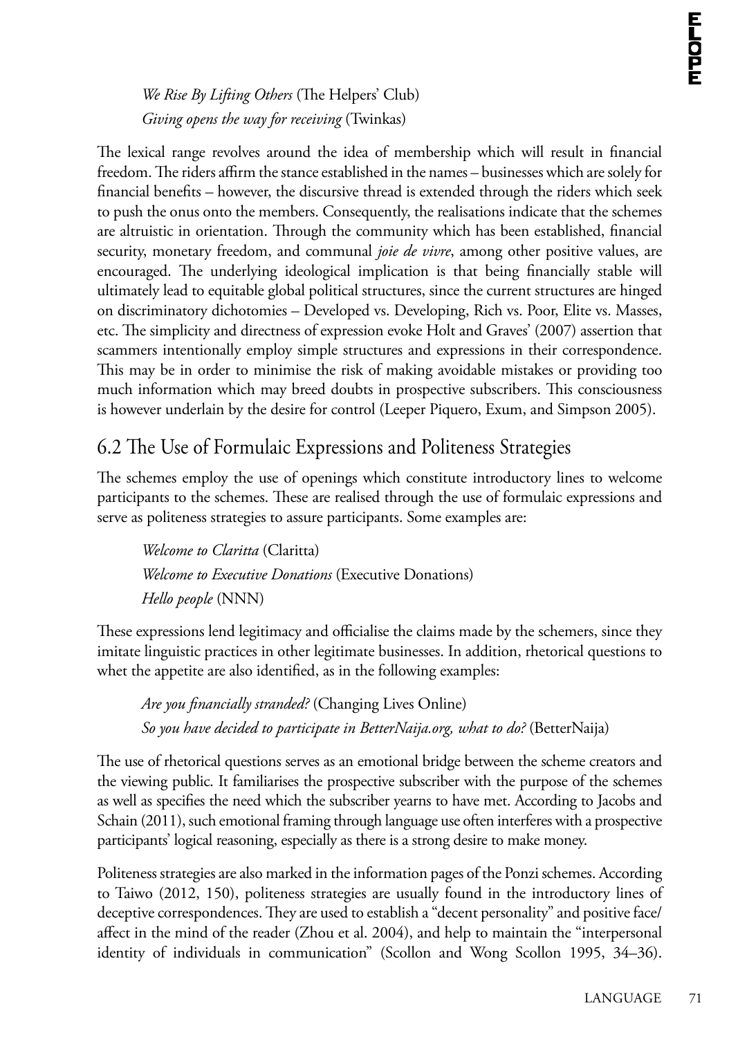*We Rise By Lifting Others* (The Helpers' Club)

*Giving opens the way for receiving* (Twinkas)

The lexical range revolves around the idea of membership which will result in financial freedom. The riders affirm the stance established in the names – businesses which are solely for financial benefits – however, the discursive thread is extended through the riders which seek to push the onus onto the members. Consequently, the realisations indicate that the schemes are altruistic in orientation. Through the community which has been established, financial security, monetary freedom, and communal *joie de vivre*, among other positive values, are encouraged. The underlying ideological implication is that being financially stable will ultimately lead to equitable global political structures, since the current structures are hinged on discriminatory dichotomies – Developed vs. Developing, Rich vs. Poor, Elite vs. Masses, etc. The simplicity and directness of expression evoke Holt and Graves' (2007) assertion that scammers intentionally employ simple structures and expressions in their correspondence. This may be in order to minimise the risk of making avoidable mistakes or providing too much information which may breed doubts in prospective subscribers. This consciousness is however underlain by the desire for control (Leeper Piquero, Exum, and Simpson 2005).

## 6.2 The Use of Formulaic Expressions and Politeness Strategies

The schemes employ the use of openings which constitute introductory lines to welcome participants to the schemes. These are realised through the use of formulaic expressions and serve as politeness strategies to assure participants. Some examples are:

*Welcome to Claritta* (Claritta)

*Welcome to Executive Donations* (Executive Donations)

*Hello people* (NNN)

These expressions lend legitimacy and officialise the claims made by the schemers, since they imitate linguistic practices in other legitimate businesses. In addition, rhetorical questions to whet the appetite are also identified, as in the following examples:

*Are you financially stranded?* (Changing Lives Online)

*So you have decided to participate in BetterNaija.org, what to do?* (BetterNaija)

The use of rhetorical questions serves as an emotional bridge between the scheme creators and the viewing public. It familiarises the prospective subscriber with the purpose of the schemes as well as specifies the need which the subscriber yearns to have met. According to Jacobs and Schain (2011), such emotional framing through language use often interferes with a prospective participants' logical reasoning, especially as there is a strong desire to make money.

Politeness strategies are also marked in the information pages of the Ponzi schemes. According to Taiwo (2012, 150), politeness strategies are usually found in the introductory lines of deceptive correspondences. They are used to establish a "decent personality" and positive face/affect in the mind of the reader (Zhou et al. 2004), and help to maintain the "interpersonal identity of individuals in communication" (Scollon and Wong Scollon 1995, 34–36).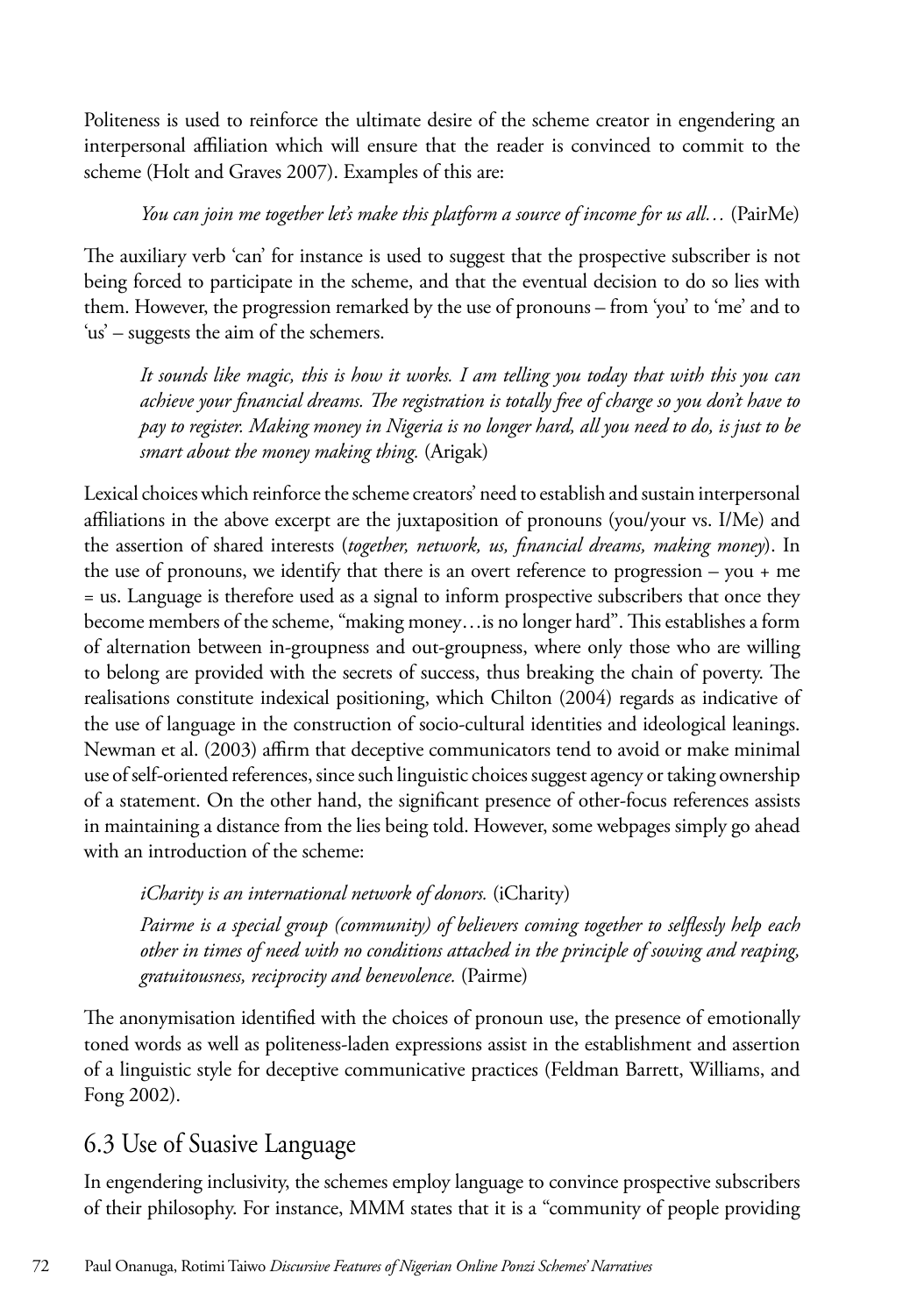Politeness is used to reinforce the ultimate desire of the scheme creator in engendering an interpersonal affiliation which will ensure that the reader is convinced to commit to the scheme (Holt and Graves 2007). Examples of this are:

> *You can join me together let's make this platform a source of income for us all…* (PairMe)

The auxiliary verb 'can' for instance is used to suggest that the prospective subscriber is not being forced to participate in the scheme, and that the eventual decision to do so lies with them. However, the progression remarked by the use of pronouns – from 'you' to 'me' and to 'us' – suggests the aim of the schemers.

> *It sounds like magic, this is how it works. I am telling you today that with this you can achieve your financial dreams. The registration is totally free of charge so you don't have to pay to register. Making money in Nigeria is no longer hard, all you need to do, is just to be smart about the money making thing.* (Arigak)

Lexical choices which reinforce the scheme creators' need to establish and sustain interpersonal affiliations in the above excerpt are the juxtaposition of pronouns (you/your vs. I/Me) and the assertion of shared interests (*together, network, us, financial dreams, making money*). In the use of pronouns, we identify that there is an overt reference to progression – you + me = us. Language is therefore used as a signal to inform prospective subscribers that once they become members of the scheme, "making money…is no longer hard". This establishes a form of alternation between in-groupness and out-groupness, where only those who are willing to belong are provided with the secrets of success, thus breaking the chain of poverty. The realisations constitute indexical positioning, which Chilton (2004) regards as indicative of the use of language in the construction of socio-cultural identities and ideological leanings. Newman et al. (2003) affirm that deceptive communicators tend to avoid or make minimal use of self-oriented references, since such linguistic choices suggest agency or taking ownership of a statement. On the other hand, the significant presence of other-focus references assists in maintaining a distance from the lies being told. However, some webpages simply go ahead with an introduction of the scheme:

> *iCharity is an international network of donors.* (iCharity)
>
> *Pairme is a special group (community) of believers coming together to selflessly help each other in times of need with no conditions attached in the principle of sowing and reaping, gratuitousness, reciprocity and benevolence.* (Pairme)

The anonymisation identified with the choices of pronoun use, the presence of emotionally toned words as well as politeness-laden expressions assist in the establishment and assertion of a linguistic style for deceptive communicative practices (Feldman Barrett, Williams, and Fong 2002).

## 6.3 Use of Suasive Language

In engendering inclusivity, the schemes employ language to convince prospective subscribers of their philosophy. For instance, MMM states that it is a "community of people providing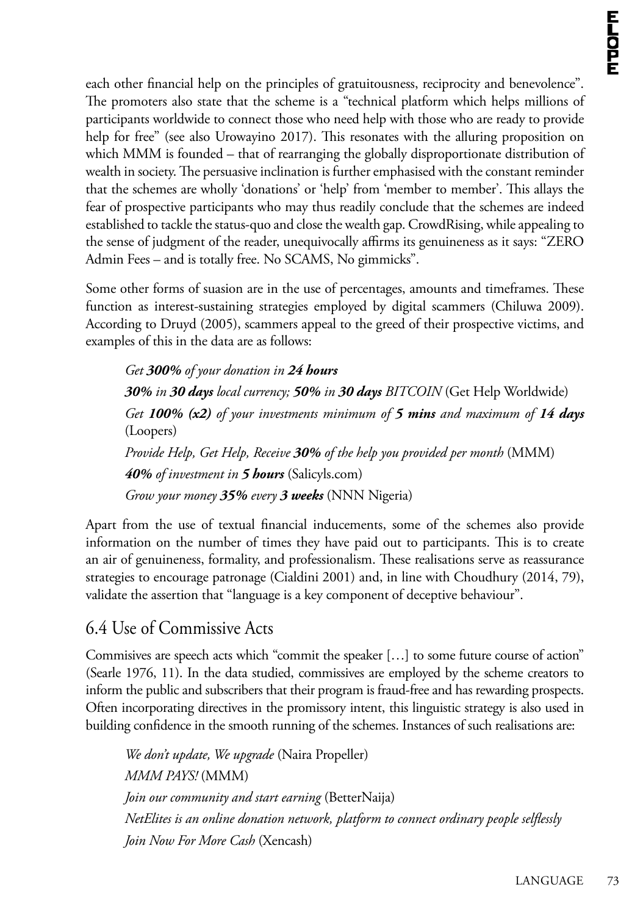each other financial help on the principles of gratuitousness, reciprocity and benevolence". The promoters also state that the scheme is a "technical platform which helps millions of participants worldwide to connect those who need help with those who are ready to provide help for free" (see also Urowayino 2017). This resonates with the alluring proposition on which MMM is founded – that of rearranging the globally disproportionate distribution of wealth in society. The persuasive inclination is further emphasised with the constant reminder that the schemes are wholly 'donations' or 'help' from 'member to member'. This allays the fear of prospective participants who may thus readily conclude that the schemes are indeed established to tackle the status-quo and close the wealth gap. CrowdRising, while appealing to the sense of judgment of the reader, unequivocally affirms its genuineness as it says: "ZERO Admin Fees – and is totally free. No SCAMS, No gimmicks".

Some other forms of suasion are in the use of percentages, amounts and timeframes. These function as interest-sustaining strategies employed by digital scammers (Chiluwa 2009). According to Druyd (2005), scammers appeal to the greed of their prospective victims, and examples of this in the data are as follows:

> *Get* ***300%*** *of your donation in* ***24 hours***
>
> ***30%*** *in* ***30 days*** *local currency;* ***50%*** *in* ***30 days*** *BITCOIN* (Get Help Worldwide)
>
> *Get* ***100% (x2)*** *of your investments minimum of* ***5 mins*** *and maximum of* ***14 days*** (Loopers)
>
> *Provide Help, Get Help, Receive* ***30%*** *of the help you provided per month* (MMM)
>
> ***40%*** *of investment in* ***5 hours*** (Salicyls.com)
>
> *Grow your money* ***35%*** *every* ***3 weeks*** (NNN Nigeria)

Apart from the use of textual financial inducements, some of the schemes also provide information on the number of times they have paid out to participants. This is to create an air of genuineness, formality, and professionalism. These realisations serve as reassurance strategies to encourage patronage (Cialdini 2001) and, in line with Choudhury (2014, 79), validate the assertion that "language is a key component of deceptive behaviour".

## 6.4 Use of Commissive Acts

Commisives are speech acts which "commit the speaker […] to some future course of action" (Searle 1976, 11). In the data studied, commissives are employed by the scheme creators to inform the public and subscribers that their program is fraud-free and has rewarding prospects. Often incorporating directives in the promissory intent, this linguistic strategy is also used in building confidence in the smooth running of the schemes. Instances of such realisations are:

> *We don't update, We upgrade* (Naira Propeller)
>
> *MMM PAYS!* (MMM)
>
> *Join our community and start earning* (BetterNaija)
>
> *NetElites is an online donation network, platform to connect ordinary people selflessly*
>
> *Join Now For More Cash* (Xencash)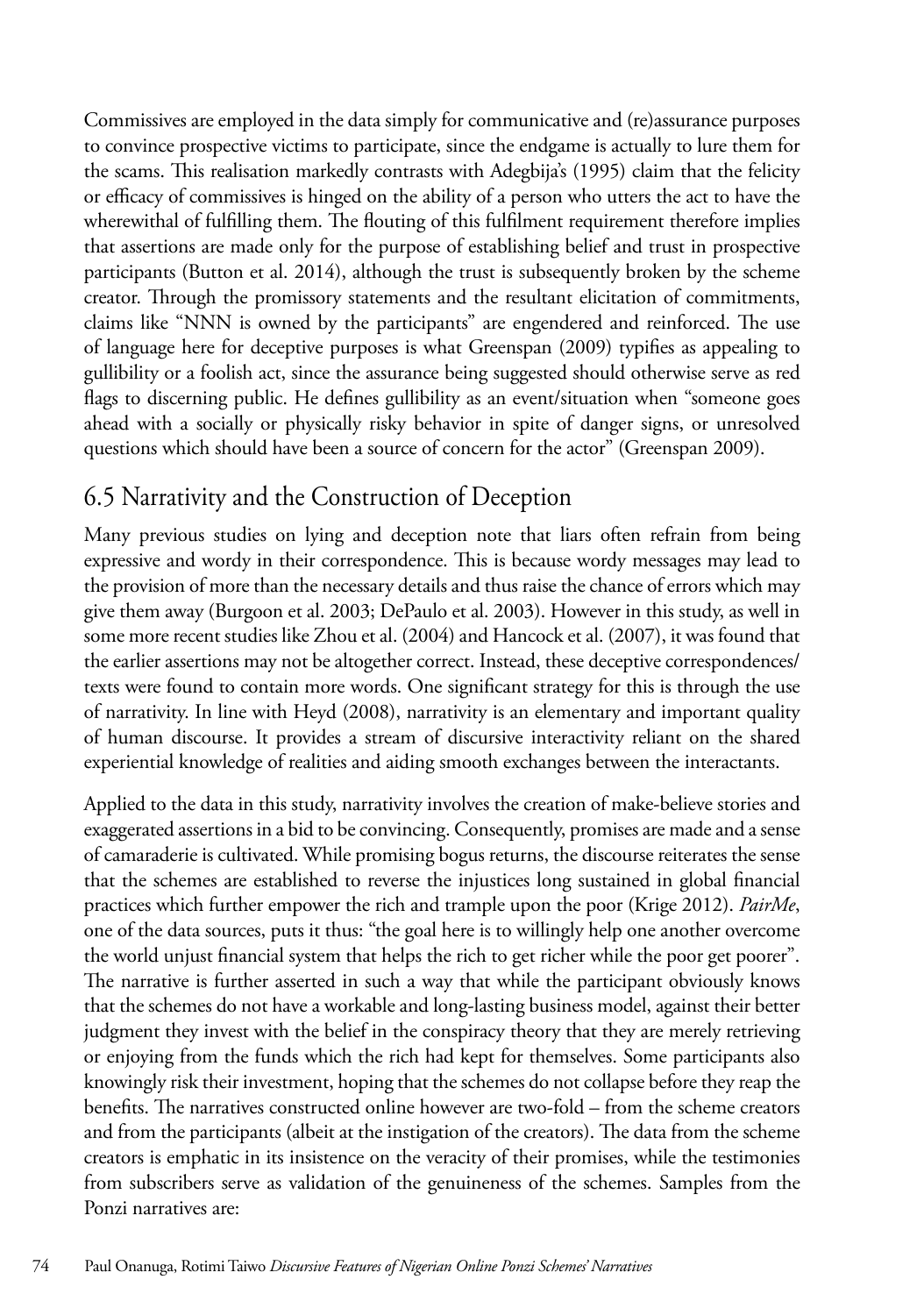Commissives are employed in the data simply for communicative and (re)assurance purposes to convince prospective victims to participate, since the endgame is actually to lure them for the scams. This realisation markedly contrasts with Adegbija's (1995) claim that the felicity or efficacy of commissives is hinged on the ability of a person who utters the act to have the wherewithal of fulfilling them. The flouting of this fulfilment requirement therefore implies that assertions are made only for the purpose of establishing belief and trust in prospective participants (Button et al. 2014), although the trust is subsequently broken by the scheme creator. Through the promissory statements and the resultant elicitation of commitments, claims like "NNN is owned by the participants" are engendered and reinforced. The use of language here for deceptive purposes is what Greenspan (2009) typifies as appealing to gullibility or a foolish act, since the assurance being suggested should otherwise serve as red flags to discerning public. He defines gullibility as an event/situation when "someone goes ahead with a socially or physically risky behavior in spite of danger signs, or unresolved questions which should have been a source of concern for the actor" (Greenspan 2009).

## 6.5 Narrativity and the Construction of Deception

Many previous studies on lying and deception note that liars often refrain from being expressive and wordy in their correspondence. This is because wordy messages may lead to the provision of more than the necessary details and thus raise the chance of errors which may give them away (Burgoon et al. 2003; DePaulo et al. 2003). However in this study, as well in some more recent studies like Zhou et al. (2004) and Hancock et al. (2007), it was found that the earlier assertions may not be altogether correct. Instead, these deceptive correspondences/ texts were found to contain more words. One significant strategy for this is through the use of narrativity. In line with Heyd (2008), narrativity is an elementary and important quality of human discourse. It provides a stream of discursive interactivity reliant on the shared experiential knowledge of realities and aiding smooth exchanges between the interactants.

Applied to the data in this study, narrativity involves the creation of make-believe stories and exaggerated assertions in a bid to be convincing. Consequently, promises are made and a sense of camaraderie is cultivated. While promising bogus returns, the discourse reiterates the sense that the schemes are established to reverse the injustices long sustained in global financial practices which further empower the rich and trample upon the poor (Krige 2012). *PairMe*, one of the data sources, puts it thus: "the goal here is to willingly help one another overcome the world unjust financial system that helps the rich to get richer while the poor get poorer". The narrative is further asserted in such a way that while the participant obviously knows that the schemes do not have a workable and long-lasting business model, against their better judgment they invest with the belief in the conspiracy theory that they are merely retrieving or enjoying from the funds which the rich had kept for themselves. Some participants also knowingly risk their investment, hoping that the schemes do not collapse before they reap the benefits. The narratives constructed online however are two-fold – from the scheme creators and from the participants (albeit at the instigation of the creators). The data from the scheme creators is emphatic in its insistence on the veracity of their promises, while the testimonies from subscribers serve as validation of the genuineness of the schemes. Samples from the Ponzi narratives are: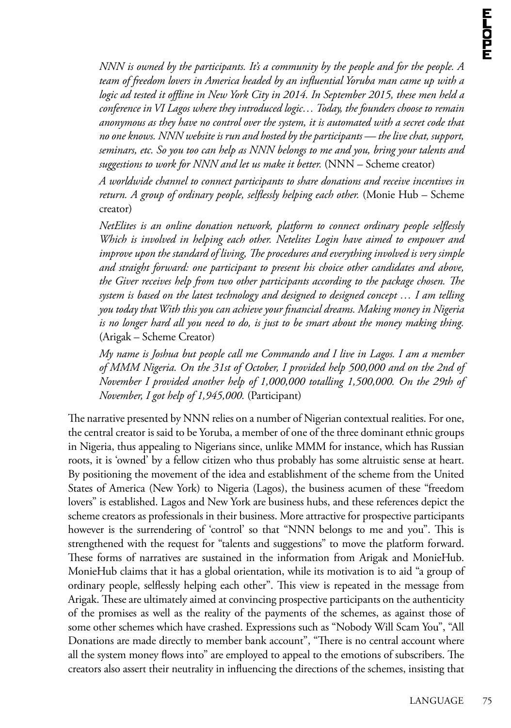> *NNN is owned by the participants. It's a community by the people and for the people. A team of freedom lovers in America headed by an influential Yoruba man came up with a logic ad tested it offline in New York City in 2014. In September 2015, these men held a conference in VI Lagos where they introduced logic… Today, the founders choose to remain anonymous as they have no control over the system, it is automated with a secret code that no one knows. NNN website is run and hosted by the participants — the live chat, support, seminars, etc. So you too can help as NNN belongs to me and you, bring your talents and suggestions to work for NNN and let us make it better.* (NNN – Scheme creator)

> *A worldwide channel to connect participants to share donations and receive incentives in return. A group of ordinary people, selflessly helping each other.* (Monie Hub – Scheme creator)

> *NetElites is an online donation network, platform to connect ordinary people selflessly Which is involved in helping each other. Netelites Login have aimed to empower and improve upon the standard of living, The procedures and everything involved is very simple and straight forward: one participant to present his choice other candidates and above, the Giver receives help from two other participants according to the package chosen. The system is based on the latest technology and designed to designed concept … I am telling you today that With this you can achieve your financial dreams. Making money in Nigeria is no longer hard all you need to do, is just to be smart about the money making thing.* (Arigak – Scheme Creator)

> *My name is Joshua but people call me Commando and I live in Lagos. I am a member of MMM Nigeria. On the 31st of October, I provided help 500,000 and on the 2nd of November I provided another help of 1,000,000 totalling 1,500,000. On the 29th of November, I got help of 1,945,000.* (Participant)

The narrative presented by NNN relies on a number of Nigerian contextual realities. For one, the central creator is said to be Yoruba, a member of one of the three dominant ethnic groups in Nigeria, thus appealing to Nigerians since, unlike MMM for instance, which has Russian roots, it is 'owned' by a fellow citizen who thus probably has some altruistic sense at heart. By positioning the movement of the idea and establishment of the scheme from the United States of America (New York) to Nigeria (Lagos), the business acumen of these "freedom lovers" is established. Lagos and New York are business hubs, and these references depict the scheme creators as professionals in their business. More attractive for prospective participants however is the surrendering of 'control' so that "NNN belongs to me and you". This is strengthened with the request for "talents and suggestions" to move the platform forward. These forms of narratives are sustained in the information from Arigak and MonieHub. MonieHub claims that it has a global orientation, while its motivation is to aid "a group of ordinary people, selflessly helping each other". This view is repeated in the message from Arigak. These are ultimately aimed at convincing prospective participants on the authenticity of the promises as well as the reality of the payments of the schemes, as against those of some other schemes which have crashed. Expressions such as "Nobody Will Scam You", "All Donations are made directly to member bank account", "There is no central account where all the system money flows into" are employed to appeal to the emotions of subscribers. The creators also assert their neutrality in influencing the directions of the schemes, insisting that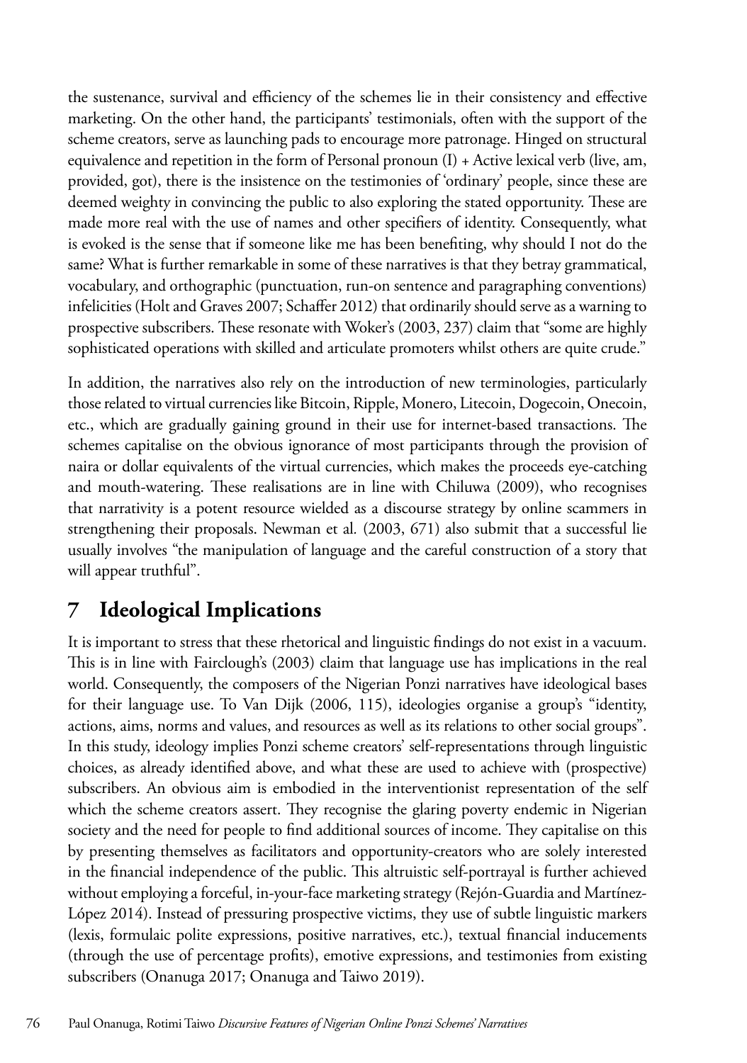the sustenance, survival and efficiency of the schemes lie in their consistency and effective marketing. On the other hand, the participants' testimonials, often with the support of the scheme creators, serve as launching pads to encourage more patronage. Hinged on structural equivalence and repetition in the form of Personal pronoun (I) + Active lexical verb (live, am, provided, got), there is the insistence on the testimonies of 'ordinary' people, since these are deemed weighty in convincing the public to also exploring the stated opportunity. These are made more real with the use of names and other specifiers of identity. Consequently, what is evoked is the sense that if someone like me has been benefiting, why should I not do the same? What is further remarkable in some of these narratives is that they betray grammatical, vocabulary, and orthographic (punctuation, run-on sentence and paragraphing conventions) infelicities (Holt and Graves 2007; Schaffer 2012) that ordinarily should serve as a warning to prospective subscribers. These resonate with Woker's (2003, 237) claim that "some are highly sophisticated operations with skilled and articulate promoters whilst others are quite crude."

In addition, the narratives also rely on the introduction of new terminologies, particularly those related to virtual currencies like Bitcoin, Ripple, Monero, Litecoin, Dogecoin, Onecoin, etc., which are gradually gaining ground in their use for internet-based transactions. The schemes capitalise on the obvious ignorance of most participants through the provision of naira or dollar equivalents of the virtual currencies, which makes the proceeds eye-catching and mouth-watering. These realisations are in line with Chiluwa (2009), who recognises that narrativity is a potent resource wielded as a discourse strategy by online scammers in strengthening their proposals. Newman et al. (2003, 671) also submit that a successful lie usually involves "the manipulation of language and the careful construction of a story that will appear truthful".

## 7 Ideological Implications

It is important to stress that these rhetorical and linguistic findings do not exist in a vacuum. This is in line with Fairclough's (2003) claim that language use has implications in the real world. Consequently, the composers of the Nigerian Ponzi narratives have ideological bases for their language use. To Van Dijk (2006, 115), ideologies organise a group's "identity, actions, aims, norms and values, and resources as well as its relations to other social groups". In this study, ideology implies Ponzi scheme creators' self-representations through linguistic choices, as already identified above, and what these are used to achieve with (prospective) subscribers. An obvious aim is embodied in the interventionist representation of the self which the scheme creators assert. They recognise the glaring poverty endemic in Nigerian society and the need for people to find additional sources of income. They capitalise on this by presenting themselves as facilitators and opportunity-creators who are solely interested in the financial independence of the public. This altruistic self-portrayal is further achieved without employing a forceful, in-your-face marketing strategy (Rejón-Guardia and Martínez-López 2014). Instead of pressuring prospective victims, they use of subtle linguistic markers (lexis, formulaic polite expressions, positive narratives, etc.), textual financial inducements (through the use of percentage profits), emotive expressions, and testimonies from existing subscribers (Onanuga 2017; Onanuga and Taiwo 2019).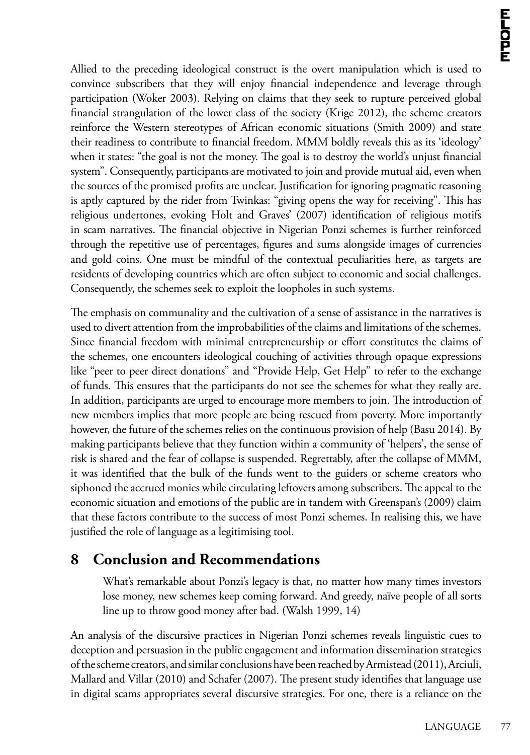Allied to the preceding ideological construct is the overt manipulation which is used to convince subscribers that they will enjoy financial independence and leverage through participation (Woker 2003). Relying on claims that they seek to rupture perceived global financial strangulation of the lower class of the society (Krige 2012), the scheme creators reinforce the Western stereotypes of African economic situations (Smith 2009) and state their readiness to contribute to financial freedom. MMM boldly reveals this as its 'ideology' when it states: "the goal is not the money. The goal is to destroy the world's unjust financial system". Consequently, participants are motivated to join and provide mutual aid, even when the sources of the promised profits are unclear. Justification for ignoring pragmatic reasoning is aptly captured by the rider from Twinkas: "giving opens the way for receiving". This has religious undertones, evoking Holt and Graves' (2007) identification of religious motifs in scam narratives. The financial objective in Nigerian Ponzi schemes is further reinforced through the repetitive use of percentages, figures and sums alongside images of currencies and gold coins. One must be mindful of the contextual peculiarities here, as targets are residents of developing countries which are often subject to economic and social challenges. Consequently, the schemes seek to exploit the loopholes in such systems.

The emphasis on communality and the cultivation of a sense of assistance in the narratives is used to divert attention from the improbabilities of the claims and limitations of the schemes. Since financial freedom with minimal entrepreneurship or effort constitutes the claims of the schemes, one encounters ideological couching of activities through opaque expressions like "peer to peer direct donations" and "Provide Help, Get Help" to refer to the exchange of funds. This ensures that the participants do not see the schemes for what they really are. In addition, participants are urged to encourage more members to join. The introduction of new members implies that more people are being rescued from poverty. More importantly however, the future of the schemes relies on the continuous provision of help (Basu 2014). By making participants believe that they function within a community of 'helpers', the sense of risk is shared and the fear of collapse is suspended. Regrettably, after the collapse of MMM, it was identified that the bulk of the funds went to the guiders or scheme creators who siphoned the accrued monies while circulating leftovers among subscribers. The appeal to the economic situation and emotions of the public are in tandem with Greenspan's (2009) claim that these factors contribute to the success of most Ponzi schemes. In realising this, we have justified the role of language as a legitimising tool.

## 8 Conclusion and Recommendations

> What's remarkable about Ponzi's legacy is that, no matter how many times investors lose money, new schemes keep coming forward. And greedy, naïve people of all sorts line up to throw good money after bad. (Walsh 1999, 14)

An analysis of the discursive practices in Nigerian Ponzi schemes reveals linguistic cues to deception and persuasion in the public engagement and information dissemination strategies of the scheme creators, and similar conclusions have been reached by Armistead (2011), Arciuli, Mallard and Villar (2010) and Schafer (2007). The present study identifies that language use in digital scams appropriates several discursive strategies. For one, there is a reliance on the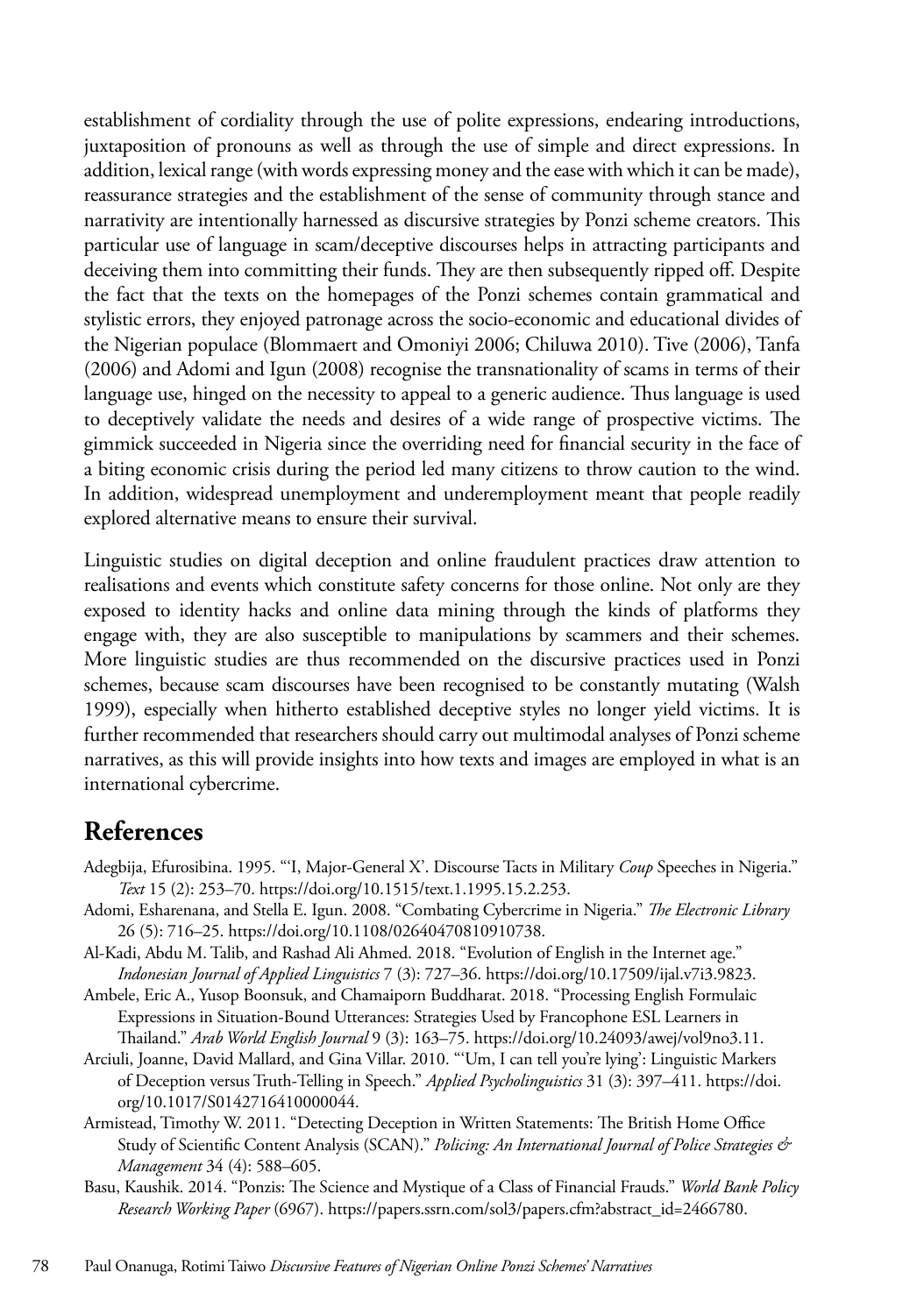establishment of cordiality through the use of polite expressions, endearing introductions, juxtaposition of pronouns as well as through the use of simple and direct expressions. In addition, lexical range (with words expressing money and the ease with which it can be made), reassurance strategies and the establishment of the sense of community through stance and narrativity are intentionally harnessed as discursive strategies by Ponzi scheme creators. This particular use of language in scam/deceptive discourses helps in attracting participants and deceiving them into committing their funds. They are then subsequently ripped off. Despite the fact that the texts on the homepages of the Ponzi schemes contain grammatical and stylistic errors, they enjoyed patronage across the socio-economic and educational divides of the Nigerian populace (Blommaert and Omoniyi 2006; Chiluwa 2010). Tive (2006), Tanfa (2006) and Adomi and Igun (2008) recognise the transnationality of scams in terms of their language use, hinged on the necessity to appeal to a generic audience. Thus language is used to deceptively validate the needs and desires of a wide range of prospective victims. The gimmick succeeded in Nigeria since the overriding need for financial security in the face of a biting economic crisis during the period led many citizens to throw caution to the wind. In addition, widespread unemployment and underemployment meant that people readily explored alternative means to ensure their survival.

Linguistic studies on digital deception and online fraudulent practices draw attention to realisations and events which constitute safety concerns for those online. Not only are they exposed to identity hacks and online data mining through the kinds of platforms they engage with, they are also susceptible to manipulations by scammers and their schemes. More linguistic studies are thus recommended on the discursive practices used in Ponzi schemes, because scam discourses have been recognised to be constantly mutating (Walsh 1999), especially when hitherto established deceptive styles no longer yield victims. It is further recommended that researchers should carry out multimodal analyses of Ponzi scheme narratives, as this will provide insights into how texts and images are employed in what is an international cybercrime.

## References

Adegbija, Efurosibina. 1995. "'I, Major-General X'. Discourse Tacts in Military *Coup* Speeches in Nigeria." *Text* 15 (2): 253–70. https://doi.org/10.1515/text.1.1995.15.2.253.

Adomi, Esharenana, and Stella E. Igun. 2008. "Combating Cybercrime in Nigeria." *The Electronic Library* 26 (5): 716–25. https://doi.org/10.1108/02640470810910738.

Al-Kadi, Abdu M. Talib, and Rashad Ali Ahmed. 2018. "Evolution of English in the Internet age." *Indonesian Journal of Applied Linguistics* 7 (3): 727–36. https://doi.org/10.17509/ijal.v7i3.9823.

Ambele, Eric A., Yusop Boonsuk, and Chamaiporn Buddharat. 2018. "Processing English Formulaic Expressions in Situation-Bound Utterances: Strategies Used by Francophone ESL Learners in Thailand." *Arab World English Journal* 9 (3): 163–75. https://doi.org/10.24093/awej/vol9no3.11.

Arciuli, Joanne, David Mallard, and Gina Villar. 2010. "'Um, I can tell you're lying': Linguistic Markers of Deception versus Truth-Telling in Speech." *Applied Psycholinguistics* 31 (3): 397–411. https://doi.org/10.1017/S0142716410000044.

Armistead, Timothy W. 2011. "Detecting Deception in Written Statements: The British Home Office Study of Scientific Content Analysis (SCAN)." *Policing: An International Journal of Police Strategies & Management* 34 (4): 588–605.

Basu, Kaushik. 2014. "Ponzis: The Science and Mystique of a Class of Financial Frauds." *World Bank Policy Research Working Paper* (6967). https://papers.ssrn.com/sol3/papers.cfm?abstract_id=2466780.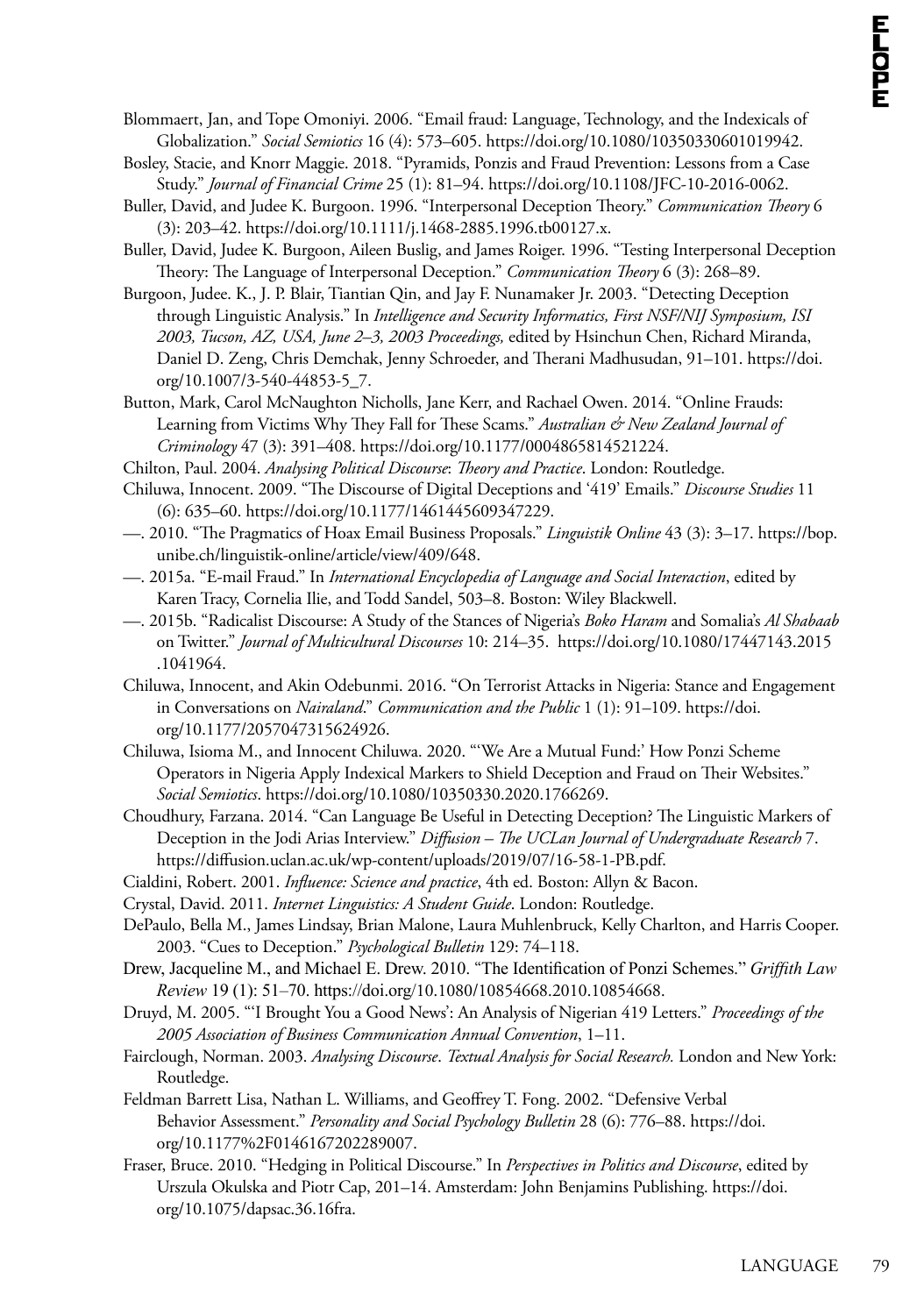Blommaert, Jan, and Tope Omoniyi. 2006. "Email fraud: Language, Technology, and the Indexicals of Globalization." *Social Semiotics* 16 (4): 573–605. https://doi.org/10.1080/10350330601019942.

Bosley, Stacie, and Knorr Maggie. 2018. "Pyramids, Ponzis and Fraud Prevention: Lessons from a Case Study." *Journal of Financial Crime* 25 (1): 81–94. https://doi.org/10.1108/JFC-10-2016-0062.

Buller, David, and Judee K. Burgoon. 1996. "Interpersonal Deception Theory." *Communication Theory* 6 (3): 203–42. https://doi.org/10.1111/j.1468-2885.1996.tb00127.x.

Buller, David, Judee K. Burgoon, Aileen Buslig, and James Roiger. 1996. "Testing Interpersonal Deception Theory: The Language of Interpersonal Deception." *Communication Theory* 6 (3): 268–89.

Burgoon, Judee. K., J. P. Blair, Tiantian Qin, and Jay F. Nunamaker Jr. 2003. "Detecting Deception through Linguistic Analysis." In *Intelligence and Security Informatics, First NSF/NIJ Symposium, ISI 2003, Tucson, AZ, USA, June 2–3, 2003 Proceedings,* edited by Hsinchun Chen, Richard Miranda, Daniel D. Zeng, Chris Demchak, Jenny Schroeder, and Therani Madhusudan, 91–101. https://doi.org/10.1007/3-540-44853-5_7.

Button, Mark, Carol McNaughton Nicholls, Jane Kerr, and Rachael Owen. 2014. "Online Frauds: Learning from Victims Why They Fall for These Scams." *Australian & New Zealand Journal of Criminology* 47 (3): 391–408. https://doi.org/10.1177/0004865814521224.

Chilton, Paul. 2004. *Analysing Political Discourse*: *Theory and Practice*. London: Routledge.

Chiluwa, Innocent. 2009. "The Discourse of Digital Deceptions and '419' Emails." *Discourse Studies* 11 (6): 635–60. https://doi.org/10.1177/1461445609347229.

—. 2010. "The Pragmatics of Hoax Email Business Proposals." *Linguistik Online* 43 (3): 3–17. https://bop.unibe.ch/linguistik-online/article/view/409/648.

—. 2015a. "E-mail Fraud." In *International Encyclopedia of Language and Social Interaction*, edited by Karen Tracy, Cornelia Ilie, and Todd Sandel, 503–8. Boston: Wiley Blackwell.

—. 2015b. "Radicalist Discourse: A Study of the Stances of Nigeria's *Boko Haram* and Somalia's *Al Shabaab* on Twitter." *Journal of Multicultural Discourses* 10: 214–35. https://doi.org/10.1080/17447143.2015.1041964.

Chiluwa, Innocent, and Akin Odebunmi. 2016. "On Terrorist Attacks in Nigeria: Stance and Engagement in Conversations on *Nairaland*." *Communication and the Public* 1 (1): 91–109. https://doi.org/10.1177/2057047315624926.

Chiluwa, Isioma M., and Innocent Chiluwa. 2020. "'We Are a Mutual Fund:' How Ponzi Scheme Operators in Nigeria Apply Indexical Markers to Shield Deception and Fraud on Their Websites." *Social Semiotics*. https://doi.org/10.1080/10350330.2020.1766269.

Choudhury, Farzana. 2014. "Can Language Be Useful in Detecting Deception? The Linguistic Markers of Deception in the Jodi Arias Interview." *Diffusion – The UCLan Journal of Undergraduate Research* 7. https://diffusion.uclan.ac.uk/wp-content/uploads/2019/07/16-58-1-PB.pdf.

Cialdini, Robert. 2001. *Influence: Science and practice*, 4th ed. Boston: Allyn & Bacon.

Crystal, David. 2011. *Internet Linguistics: A Student Guide*. London: Routledge.

DePaulo, Bella M., James Lindsay, Brian Malone, Laura Muhlenbruck, Kelly Charlton, and Harris Cooper. 2003. "Cues to Deception." *Psychological Bulletin* 129: 74–118.

Drew, Jacqueline M., and Michael E. Drew. 2010. "The Identification of Ponzi Schemes." *Griffith Law Review* 19 (1): 51–70. https://doi.org/10.1080/10854668.2010.10854668.

Druyd, M. 2005. "'I Brought You a Good News': An Analysis of Nigerian 419 Letters." *Proceedings of the 2005 Association of Business Communication Annual Convention*, 1–11.

Fairclough, Norman. 2003. *Analysing Discourse*. *Textual Analysis for Social Research.* London and New York: Routledge.

Feldman Barrett Lisa, Nathan L. Williams, and Geoffrey T. Fong. 2002. "Defensive Verbal Behavior Assessment." *Personality and Social Psychology Bulletin* 28 (6): 776–88. https://doi.org/10.1177%2F0146167202289007.

Fraser, Bruce. 2010. "Hedging in Political Discourse." In *Perspectives in Politics and Discourse*, edited by Urszula Okulska and Piotr Cap, 201–14. Amsterdam: John Benjamins Publishing. https://doi.org/10.1075/dapsac.36.16fra.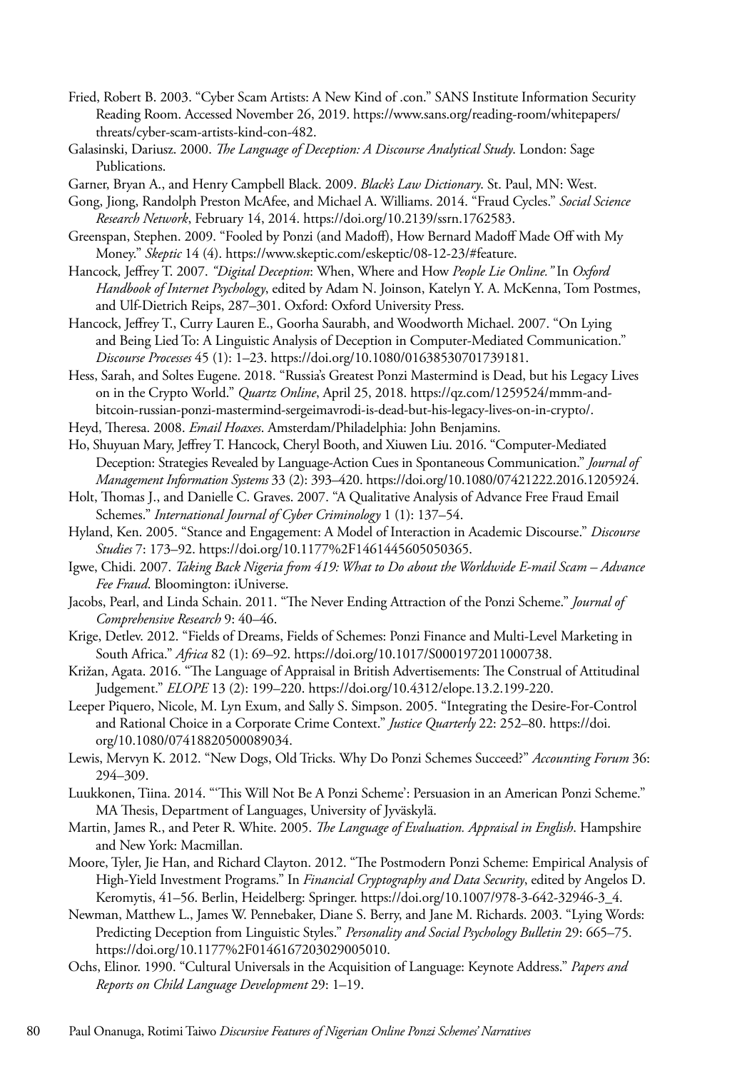Fried, Robert B. 2003. "Cyber Scam Artists: A New Kind of .con." SANS Institute Information Security Reading Room. Accessed November 26, 2019. https://www.sans.org/reading-room/whitepapers/threats/cyber-scam-artists-kind-con-482.

Galasinski, Dariusz. 2000. *The Language of Deception: A Discourse Analytical Study*. London: Sage Publications.

Garner, Bryan A., and Henry Campbell Black. 2009. *Black's Law Dictionary*. St. Paul, MN: West.

Gong, Jiong, Randolph Preston McAfee, and Michael A. Williams. 2014. "Fraud Cycles." *Social Science Research Network*, February 14, 2014. https://doi.org/10.2139/ssrn.1762583.

Greenspan, Stephen. 2009. "Fooled by Ponzi (and Madoff), How Bernard Madoff Made Off with My Money." *Skeptic* 14 (4). https://www.skeptic.com/eskeptic/08-12-23/#feature.

Hancock, Jeffrey T. 2007. *"Digital Deception*: When, Where and How *People Lie Online."* In *Oxford Handbook of Internet Psychology*, edited by Adam N. Joinson, Katelyn Y. A. McKenna, Tom Postmes, and Ulf-Dietrich Reips, 287–301. Oxford: Oxford University Press.

Hancock, Jeffrey T., Curry Lauren E., Goorha Saurabh, and Woodworth Michael. 2007. "On Lying and Being Lied To: A Linguistic Analysis of Deception in Computer-Mediated Communication." *Discourse Processes* 45 (1): 1–23. https://doi.org/10.1080/01638530701739181.

Hess, Sarah, and Soltes Eugene. 2018. "Russia's Greatest Ponzi Mastermind is Dead, but his Legacy Lives on in the Crypto World." *Quartz Online*, April 25, 2018. https://qz.com/1259524/mmm-and-bitcoin-russian-ponzi-mastermind-sergeimavrodi-is-dead-but-his-legacy-lives-on-in-crypto/.

Heyd, Theresa. 2008. *Email Hoaxes*. Amsterdam/Philadelphia: John Benjamins.

Ho, Shuyuan Mary, Jeffrey T. Hancock, Cheryl Booth, and Xiuwen Liu. 2016. "Computer-Mediated Deception: Strategies Revealed by Language-Action Cues in Spontaneous Communication." *Journal of Management Information Systems* 33 (2): 393–420. https://doi.org/10.1080/07421222.2016.1205924.

Holt, Thomas J., and Danielle C. Graves. 2007. "A Qualitative Analysis of Advance Free Fraud Email Schemes." *International Journal of Cyber Criminology* 1 (1): 137–54.

Hyland, Ken. 2005. "Stance and Engagement: A Model of Interaction in Academic Discourse." *Discourse Studies* 7: 173–92. https://doi.org/10.1177%2F1461445605050365.

Igwe, Chidi. 2007. *Taking Back Nigeria from 419: What to Do about the Worldwide E-mail Scam – Advance Fee Fraud*. Bloomington: iUniverse.

Jacobs, Pearl, and Linda Schain. 2011. "The Never Ending Attraction of the Ponzi Scheme." *Journal of Comprehensive Research* 9: 40–46.

Krige, Detlev. 2012. "Fields of Dreams, Fields of Schemes: Ponzi Finance and Multi-Level Marketing in South Africa." *Africa* 82 (1): 69–92. https://doi.org/10.1017/S0001972011000738.

Križan, Agata. 2016. "The Language of Appraisal in British Advertisements: The Construal of Attitudinal Judgement." *ELOPE* 13 (2): 199–220. https://doi.org/10.4312/elope.13.2.199-220.

Leeper Piquero, Nicole, M. Lyn Exum, and Sally S. Simpson. 2005. "Integrating the Desire-For-Control and Rational Choice in a Corporate Crime Context." *Justice Quarterly* 22: 252–80. https://doi.org/10.1080/07418820500089034.

Lewis, Mervyn K. 2012. "New Dogs, Old Tricks. Why Do Ponzi Schemes Succeed?" *Accounting Forum* 36: 294–309.

Luukkonen, Tiina. 2014. "'This Will Not Be A Ponzi Scheme': Persuasion in an American Ponzi Scheme." MA Thesis, Department of Languages, University of Jyväskylä.

Martin, James R., and Peter R. White. 2005. *The Language of Evaluation. Appraisal in English*. Hampshire and New York: Macmillan.

Moore, Tyler, Jie Han, and Richard Clayton. 2012. "The Postmodern Ponzi Scheme: Empirical Analysis of High-Yield Investment Programs." In *Financial Cryptography and Data Security*, edited by Angelos D. Keromytis, 41–56. Berlin, Heidelberg: Springer. https://doi.org/10.1007/978-3-642-32946-3_4.

Newman, Matthew L., James W. Pennebaker, Diane S. Berry, and Jane M. Richards. 2003. "Lying Words: Predicting Deception from Linguistic Styles." *Personality and Social Psychology Bulletin* 29: 665–75. https://doi.org/10.1177%2F0146167203029005010.

Ochs, Elinor. 1990. "Cultural Universals in the Acquisition of Language: Keynote Address." *Papers and Reports on Child Language Development* 29: 1–19.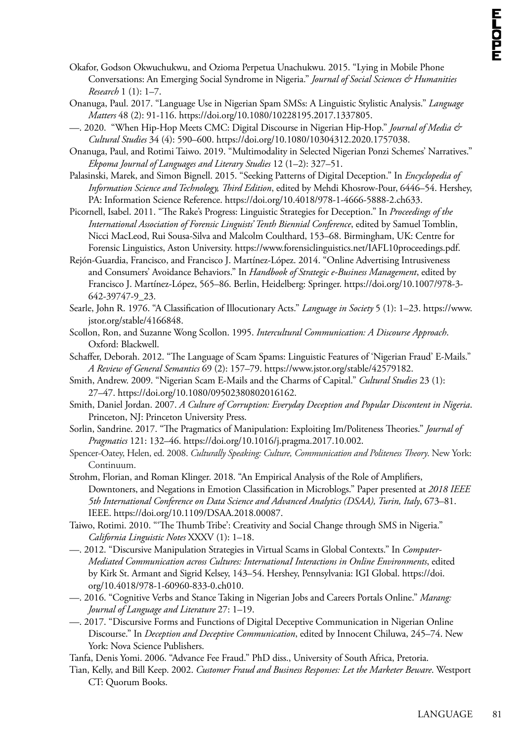Okafor, Godson Okwuchukwu, and Ozioma Perpetua Unachukwu. 2015. "Lying in Mobile Phone Conversations: An Emerging Social Syndrome in Nigeria." *Journal of Social Sciences & Humanities Research* 1 (1): 1–7.

Onanuga, Paul. 2017. "Language Use in Nigerian Spam SMSs: A Linguistic Stylistic Analysis." *Language Matters* 48 (2): 91-116. https://doi.org/10.1080/10228195.2017.1337805.

—. 2020. "When Hip-Hop Meets CMC: Digital Discourse in Nigerian Hip-Hop." *Journal of Media & Cultural Studies* 34 (4): 590–600. https://doi.org/10.1080/10304312.2020.1757038.

Onanuga, Paul, and Rotimi Taiwo. 2019. "Multimodality in Selected Nigerian Ponzi Schemes' Narratives." *Ekpoma Journal of Languages and Literary Studies* 12 (1–2): 327–51.

Palasinski, Marek, and Simon Bignell. 2015. "Seeking Patterns of Digital Deception." In *Encyclopedia of Information Science and Technology, Third Edition*, edited by Mehdi Khosrow-Pour, 6446–54. Hershey, PA: Information Science Reference. https://doi.org/10.4018/978-1-4666-5888-2.ch633.

Picornell, Isabel. 2011. "The Rake's Progress: Linguistic Strategies for Deception." In *Proceedings of the International Association of Forensic Linguists' Tenth Biennial Conference*, edited by Samuel Tomblin, Nicci MacLeod, Rui Sousa-Silva and Malcolm Coulthard, 153–68. Birmingham, UK: Centre for Forensic Linguistics, Aston University. https://www.forensiclinguistics.net/IAFL10proceedings.pdf.

Rejón-Guardia, Francisco, and Francisco J. Martínez-López. 2014. "Online Advertising Intrusiveness and Consumers' Avoidance Behaviors." In *Handbook of Strategic e-Business Management*, edited by Francisco J. Martínez-López, 565–86. Berlin, Heidelberg: Springer. https://doi.org/10.1007/978-3-642-39747-9_23.

Searle, John R. 1976. "A Classification of Illocutionary Acts." *Language in Society* 5 (1): 1–23. https://www.jstor.org/stable/4166848.

Scollon, Ron, and Suzanne Wong Scollon. 1995. *Intercultural Communication: A Discourse Approach*. Oxford: Blackwell.

Schaffer, Deborah. 2012. "The Language of Scam Spams: Linguistic Features of 'Nigerian Fraud' E-Mails." *A Review of General Semantics* 69 (2): 157–79. https://www.jstor.org/stable/42579182.

Smith, Andrew. 2009. "Nigerian Scam E-Mails and the Charms of Capital." *Cultural Studies* 23 (1): 27–47. https://doi.org/10.1080/09502380802016162.

Smith, Daniel Jordan. 2007. *A Culture of Corruption: Everyday Deception and Popular Discontent in Nigeria*. Princeton, NJ: Princeton University Press.

Sorlin, Sandrine. 2017. "The Pragmatics of Manipulation: Exploiting Im/Politeness Theories." *Journal of Pragmatics* 121: 132–46. https://doi.org/10.1016/j.pragma.2017.10.002.

Spencer-Oatey, Helen, ed. 2008. *Culturally Speaking: Culture, Communication and Politeness Theory*. New York: Continuum.

Strohm, Florian, and Roman Klinger. 2018. "An Empirical Analysis of the Role of Amplifiers, Downtoners, and Negations in Emotion Classification in Microblogs." Paper presented at *2018 IEEE 5th International Conference on Data Science and Advanced Analytics (DSAA), Turin, Italy*, 673–81. IEEE. https://doi.org/10.1109/DSAA.2018.00087.

Taiwo, Rotimi. 2010. "'The Thumb Tribe': Creativity and Social Change through SMS in Nigeria." *California Linguistic Notes* XXXV (1): 1–18.

—. 2012. "Discursive Manipulation Strategies in Virtual Scams in Global Contexts." In *Computer-Mediated Communication across Cultures: InternationaI Interactions in Online Environments*, edited by Kirk St. Armant and Sigrid Kelsey, 143–54. Hershey, Pennsylvania: IGI Global. https://doi.org/10.4018/978-1-60960-833-0.ch010.

—. 2016. "Cognitive Verbs and Stance Taking in Nigerian Jobs and Careers Portals Online." *Marang: Journal of Language and Literature* 27: 1–19.

—. 2017. "Discursive Forms and Functions of Digital Deceptive Communication in Nigerian Online Discourse." In *Deception and Deceptive Communication*, edited by Innocent Chiluwa, 245–74. New York: Nova Science Publishers.

Tanfa, Denis Yomi. 2006. "Advance Fee Fraud." PhD diss., University of South Africa, Pretoria.

Tian, Kelly, and Bill Keep. 2002. *Customer Fraud and Business Responses: Let the Marketer Beware*. Westport CT: Quorum Books.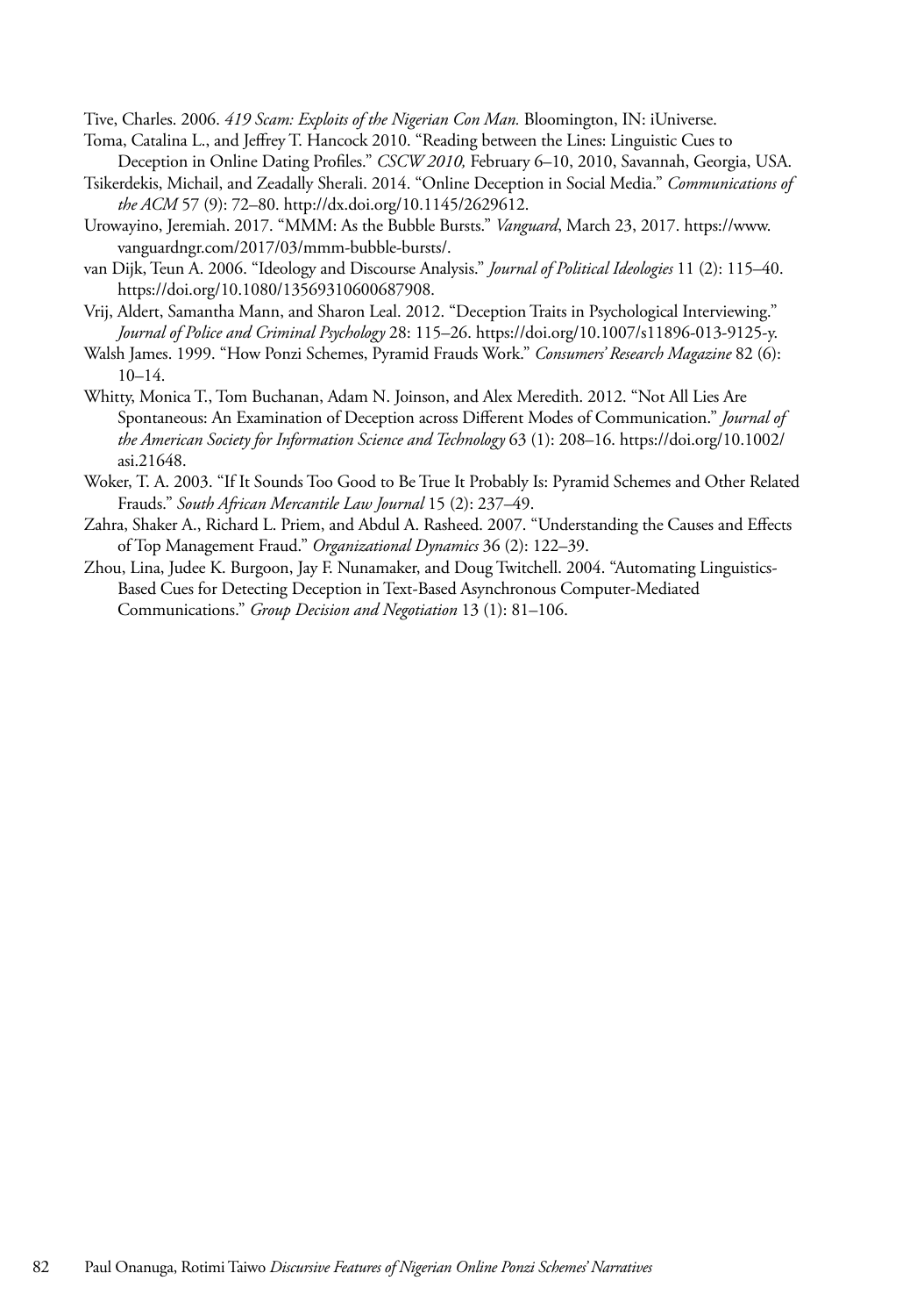Tive, Charles. 2006. *419 Scam: Exploits of the Nigerian Con Man.* Bloomington, IN: iUniverse.

Toma, Catalina L., and Jeffrey T. Hancock 2010. "Reading between the Lines: Linguistic Cues to Deception in Online Dating Profiles." *CSCW 2010,* February 6–10, 2010, Savannah, Georgia, USA.

Tsikerdekis, Michail, and Zeadally Sherali. 2014. "Online Deception in Social Media." *Communications of the ACM* 57 (9): 72–80. http://dx.doi.org/10.1145/2629612.

Urowayino, Jeremiah. 2017. "MMM: As the Bubble Bursts." *Vanguard*, March 23, 2017. https://www.vanguardngr.com/2017/03/mmm-bubble-bursts/.

van Dijk, Teun A. 2006. "Ideology and Discourse Analysis." *Journal of Political Ideologies* 11 (2): 115–40. https://doi.org/10.1080/13569310600687908.

Vrij, Aldert, Samantha Mann, and Sharon Leal. 2012. "Deception Traits in Psychological Interviewing." *Journal of Police and Criminal Psychology* 28: 115–26. https://doi.org/10.1007/s11896-013-9125-y.

Walsh James. 1999. "How Ponzi Schemes, Pyramid Frauds Work." *Consumers' Research Magazine* 82 (6): 10–14.

Whitty, Monica T., Tom Buchanan, Adam N. Joinson, and Alex Meredith. 2012. "Not All Lies Are Spontaneous: An Examination of Deception across Different Modes of Communication." *Journal of the American Society for Information Science and Technology* 63 (1): 208–16. https://doi.org/10.1002/asi.21648.

Woker, T. A. 2003. "If It Sounds Too Good to Be True It Probably Is: Pyramid Schemes and Other Related Frauds." *South African Mercantile Law Journal* 15 (2): 237–49.

Zahra, Shaker A., Richard L. Priem, and Abdul A. Rasheed. 2007. "Understanding the Causes and Effects of Top Management Fraud." *Organizational Dynamics* 36 (2): 122–39.

Zhou, Lina, Judee K. Burgoon, Jay F. Nunamaker, and Doug Twitchell. 2004. "Automating Linguistics-Based Cues for Detecting Deception in Text-Based Asynchronous Computer-Mediated Communications." *Group Decision and Negotiation* 13 (1): 81–106.